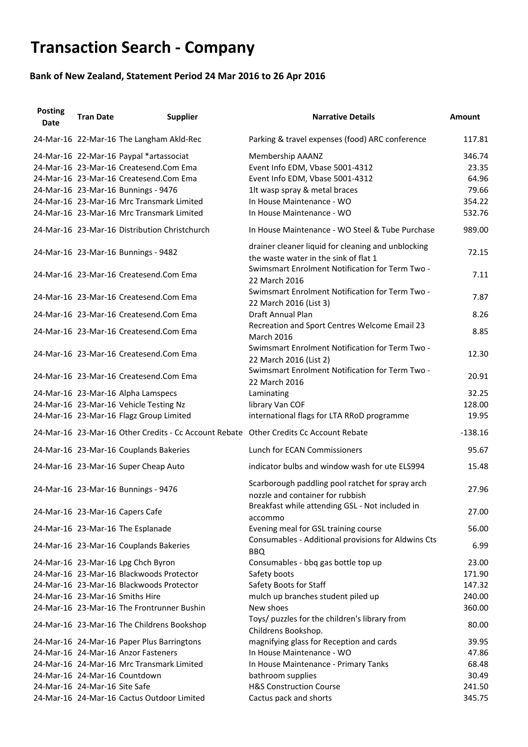# Transaction Search - Company

## Bank of New Zealand, Statement Period 24 Mar 2016 to 26 Apr 2016

| Posting Date | Tran Date | Supplier | Narrative Details | Amount |
|---|---|---|---|---|
| 24-Mar-16 | 22-Mar-16 | The Langham Akld-Rec | Parking & travel expenses (food) ARC conference | 117.81 |
| 24-Mar-16 | 22-Mar-16 | Paypal *artassociat | Membership AAANZ | 346.74 |
| 24-Mar-16 | 23-Mar-16 | Createsend.Com Ema | Event Info EDM, Vbase 5001-4312 | 23.35 |
| 24-Mar-16 | 23-Mar-16 | Createsend.Com Ema | Event Info EDM, Vbase 5001-4312 | 64.96 |
| 24-Mar-16 | 23-Mar-16 | Bunnings - 9476 | 1lt wasp spray & metal braces | 79.66 |
| 24-Mar-16 | 23-Mar-16 | Mrc Transmark Limited | In House Maintenance - WO | 354.22 |
| 24-Mar-16 | 23-Mar-16 | Mrc Transmark Limited | In House Maintenance - WO | 532.76 |
| 24-Mar-16 | 23-Mar-16 | Distribution Christchurch | In House Maintenance - WO Steel & Tube Purchase | 989.00 |
| 24-Mar-16 | 23-Mar-16 | Bunnings - 9482 | drainer cleaner liquid for cleaning and unblocking the waste water in the sink of flat 1 | 72.15 |
| 24-Mar-16 | 23-Mar-16 | Createsend.Com Ema | Swimsmart Enrolment Notification for Term Two - 22 March 2016 | 7.11 |
| 24-Mar-16 | 23-Mar-16 | Createsend.Com Ema | Swimsmart Enrolment Notification for Term Two - 22 March 2016 (List 3) | 7.87 |
| 24-Mar-16 | 23-Mar-16 | Createsend.Com Ema | Draft Annual Plan | 8.26 |
| 24-Mar-16 | 23-Mar-16 | Createsend.Com Ema | Recreation and Sport Centres Welcome Email 23 March 2016 | 8.85 |
| 24-Mar-16 | 23-Mar-16 | Createsend.Com Ema | Swimsmart Enrolment Notification for Term Two - 22 March 2016 (List 2) | 12.30 |
| 24-Mar-16 | 23-Mar-16 | Createsend.Com Ema | Swimsmart Enrolment Notification for Term Two - 22 March 2016 | 20.91 |
| 24-Mar-16 | 23-Mar-16 | Alpha Lamspecs | Laminating | 32.25 |
| 24-Mar-16 | 23-Mar-16 | Vehicle Testing Nz | library Van COF | 128.00 |
| 24-Mar-16 | 23-Mar-16 | Flagz Group Limited | international flags for LTA RRoD programme | 19.95 |
| 24-Mar-16 | 23-Mar-16 | Other Credits - Cc Account Rebate | Other Credits Cc Account Rebate | -138.16 |
| 24-Mar-16 | 23-Mar-16 | Couplands Bakeries | Lunch for ECAN Commissioners | 95.67 |
| 24-Mar-16 | 23-Mar-16 | Super Cheap Auto | indicator bulbs and window wash for ute ELS994 | 15.48 |
| 24-Mar-16 | 23-Mar-16 | Bunnings - 9476 | Scarborough paddling pool ratchet for spray arch nozzle and container for rubbish | 27.96 |
| 24-Mar-16 | 23-Mar-16 | Capers Cafe | Breakfast while attending GSL - Not included in accommo | 27.00 |
| 24-Mar-16 | 23-Mar-16 | The Esplanade | Evening meal for GSL training course | 56.00 |
| 24-Mar-16 | 23-Mar-16 | Couplands Bakeries | Consumables - Additional provisions for Aldwins Cts BBQ | 6.99 |
| 24-Mar-16 | 23-Mar-16 | Lpg Chch Byron | Consumables - bbq gas bottle top up | 23.00 |
| 24-Mar-16 | 23-Mar-16 | Blackwoods Protector | Safety boots | 171.90 |
| 24-Mar-16 | 23-Mar-16 | Blackwoods Protector | Safety Boots for Staff | 147.32 |
| 24-Mar-16 | 23-Mar-16 | Smiths Hire | mulch up branches student piled up | 240.00 |
| 24-Mar-16 | 23-Mar-16 | The Frontrunner Bushin | New shoes | 360.00 |
| 24-Mar-16 | 23-Mar-16 | The Childrens Bookshop | Toys/ puzzles for the children's library from Childrens Bookshop. | 80.00 |
| 24-Mar-16 | 24-Mar-16 | Paper Plus Barringtons | magnifying glass for Reception and cards | 39.95 |
| 24-Mar-16 | 24-Mar-16 | Anzor Fasteners | In House Maintenance - WO | 47.86 |
| 24-Mar-16 | 24-Mar-16 | Mrc Transmark Limited | In House Maintenance - Primary Tanks | 68.48 |
| 24-Mar-16 | 24-Mar-16 | Countdown | bathroom supplies | 30.49 |
| 24-Mar-16 | 24-Mar-16 | Site Safe | H&S Construction Course | 241.50 |
| 24-Mar-16 | 24-Mar-16 | Cactus Outdoor Limited | Cactus pack and shorts | 345.75 |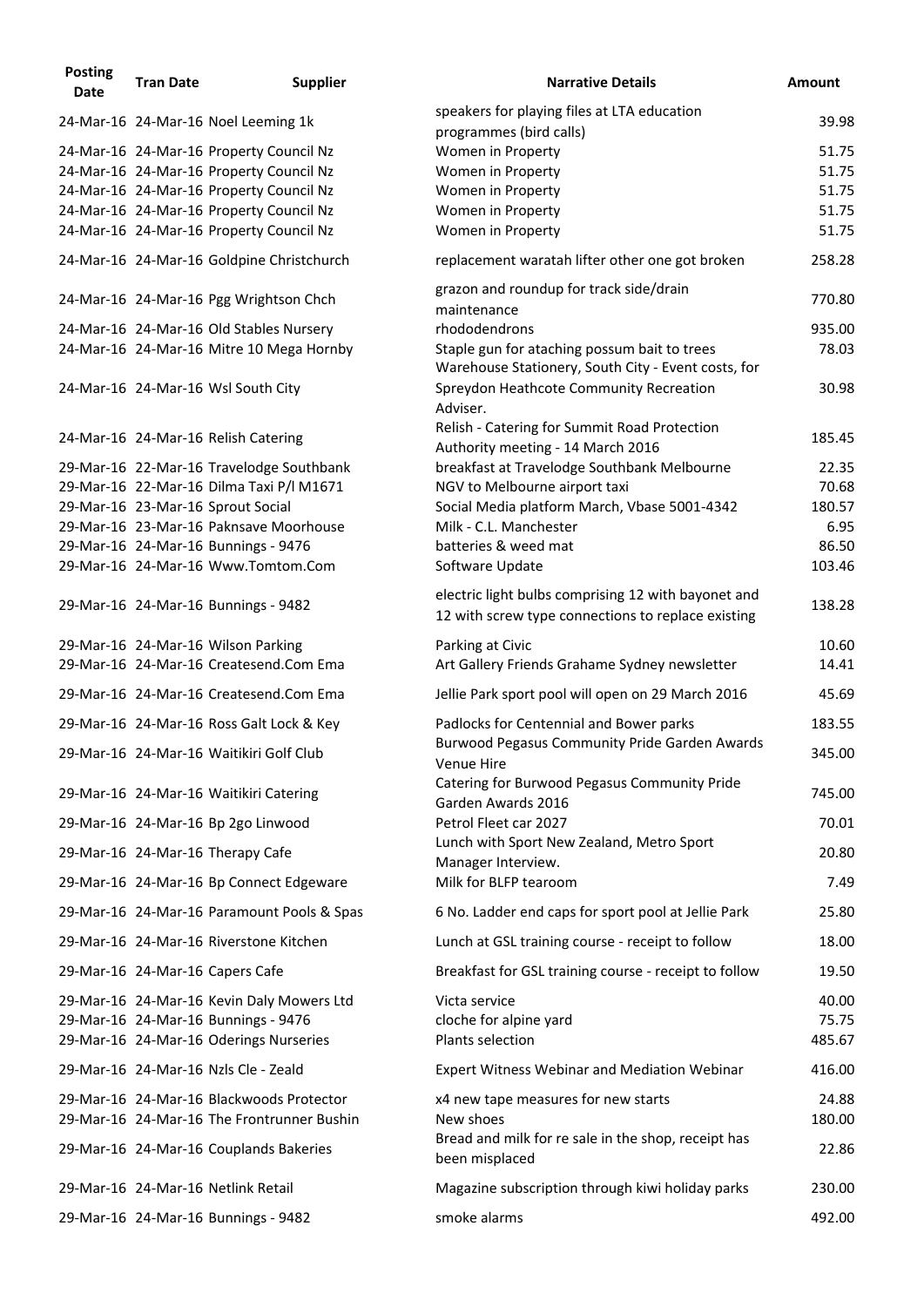| Posting Date | Tran Date | Supplier | Narrative Details | Amount |
|---|---|---|---|---|
| 24-Mar-16 | 24-Mar-16 | Noel Leeming 1k | speakers for playing files at LTA education programmes (bird calls) | 39.98 |
| 24-Mar-16 | 24-Mar-16 | Property Council Nz | Women in Property | 51.75 |
| 24-Mar-16 | 24-Mar-16 | Property Council Nz | Women in Property | 51.75 |
| 24-Mar-16 | 24-Mar-16 | Property Council Nz | Women in Property | 51.75 |
| 24-Mar-16 | 24-Mar-16 | Property Council Nz | Women in Property | 51.75 |
| 24-Mar-16 | 24-Mar-16 | Property Council Nz | Women in Property | 51.75 |
| 24-Mar-16 | 24-Mar-16 | Goldpine Christchurch | replacement waratah lifter other one got broken | 258.28 |
| 24-Mar-16 | 24-Mar-16 | Pgg Wrightson Chch | grazon and roundup for track side/drain maintenance | 770.80 |
| 24-Mar-16 | 24-Mar-16 | Old Stables Nursery | rhododendrons | 935.00 |
| 24-Mar-16 | 24-Mar-16 | Mitre 10 Mega Hornby | Staple gun for ataching possum bait to trees | 78.03 |
| 24-Mar-16 | 24-Mar-16 | Wsl South City | Warehouse Stationery, South City - Event costs, for Spreydon Heathcote Community Recreation Adviser. | 30.98 |
| 24-Mar-16 | 24-Mar-16 | Relish Catering | Relish - Catering for Summit Road Protection Authority meeting - 14 March 2016 | 185.45 |
| 29-Mar-16 | 22-Mar-16 | Travelodge Southbank | breakfast at Travelodge Southbank Melbourne | 22.35 |
| 29-Mar-16 | 22-Mar-16 | Dilma Taxi P/l M1671 | NGV to Melbourne airport taxi | 70.68 |
| 29-Mar-16 | 23-Mar-16 | Sprout Social | Social Media platform March, Vbase 5001-4342 | 180.57 |
| 29-Mar-16 | 23-Mar-16 | Paknsave Moorhouse | Milk - C.L. Manchester | 6.95 |
| 29-Mar-16 | 24-Mar-16 | Bunnings - 9476 | batteries & weed mat | 86.50 |
| 29-Mar-16 | 24-Mar-16 | Www.Tomtom.Com | Software Update | 103.46 |
| 29-Mar-16 | 24-Mar-16 | Bunnings - 9482 | electric light bulbs comprising 12 with bayonet and 12 with screw type connections to replace existing | 138.28 |
| 29-Mar-16 | 24-Mar-16 | Wilson Parking | Parking at Civic | 10.60 |
| 29-Mar-16 | 24-Mar-16 | Createsend.Com Ema | Art Gallery Friends Grahame Sydney newsletter | 14.41 |
| 29-Mar-16 | 24-Mar-16 | Createsend.Com Ema | Jellie Park sport pool will open on 29 March 2016 | 45.69 |
| 29-Mar-16 | 24-Mar-16 | Ross Galt Lock & Key | Padlocks for Centennial and Bower parks | 183.55 |
| 29-Mar-16 | 24-Mar-16 | Waitikiri Golf Club | Burwood Pegasus Community Pride Garden Awards Venue Hire | 345.00 |
| 29-Mar-16 | 24-Mar-16 | Waitikiri Catering | Catering for Burwood Pegasus Community Pride Garden Awards 2016 | 745.00 |
| 29-Mar-16 | 24-Mar-16 | Bp 2go Linwood | Petrol Fleet car 2027 | 70.01 |
| 29-Mar-16 | 24-Mar-16 | Therapy Cafe | Lunch with Sport New Zealand, Metro Sport Manager Interview. | 20.80 |
| 29-Mar-16 | 24-Mar-16 | Bp Connect Edgeware | Milk for BLFP tearoom | 7.49 |
| 29-Mar-16 | 24-Mar-16 | Paramount Pools & Spas | 6 No. Ladder end caps for sport pool at Jellie Park | 25.80 |
| 29-Mar-16 | 24-Mar-16 | Riverstone Kitchen | Lunch at GSL training course - receipt to follow | 18.00 |
| 29-Mar-16 | 24-Mar-16 | Capers Cafe | Breakfast for GSL training course - receipt to follow | 19.50 |
| 29-Mar-16 | 24-Mar-16 | Kevin Daly Mowers Ltd | Victa service | 40.00 |
| 29-Mar-16 | 24-Mar-16 | Bunnings - 9476 | cloche for alpine yard | 75.75 |
| 29-Mar-16 | 24-Mar-16 | Oderings Nurseries | Plants selection | 485.67 |
| 29-Mar-16 | 24-Mar-16 | Nzls Cle - Zeald | Expert Witness Webinar and Mediation Webinar | 416.00 |
| 29-Mar-16 | 24-Mar-16 | Blackwoods Protector | x4 new tape measures for new starts | 24.88 |
| 29-Mar-16 | 24-Mar-16 | The Frontrunner Bushin | New shoes | 180.00 |
| 29-Mar-16 | 24-Mar-16 | Couplands Bakeries | Bread and milk for re sale in the shop, receipt has been misplaced | 22.86 |
| 29-Mar-16 | 24-Mar-16 | Netlink Retail | Magazine subscription through kiwi holiday parks | 230.00 |
| 29-Mar-16 | 24-Mar-16 | Bunnings - 9482 | smoke alarms | 492.00 |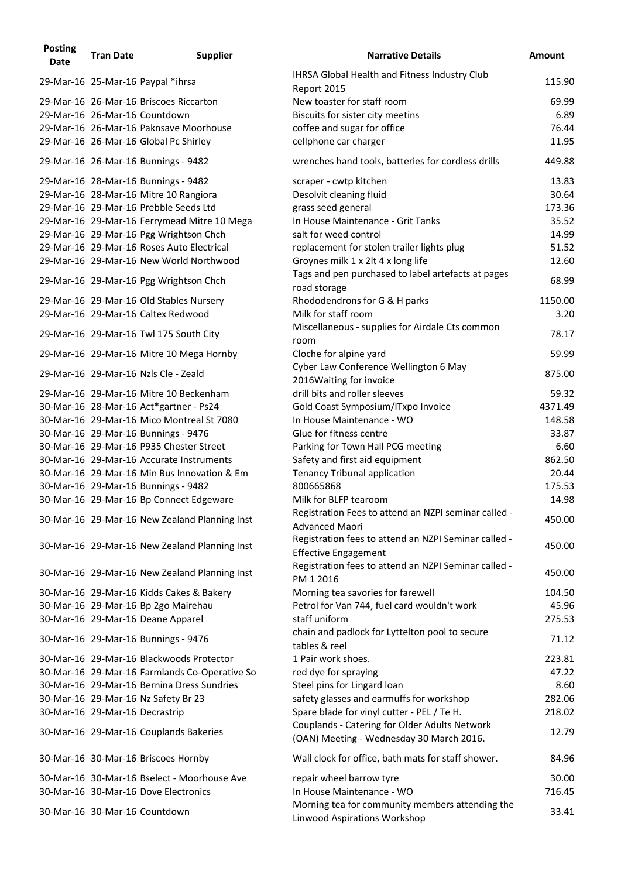| Posting Date | Tran Date | Supplier | Narrative Details | Amount |
|---|---|---|---|---|
| 29-Mar-16 | 25-Mar-16 | Paypal *ihrsa | IHRSA Global Health and Fitness Industry Club Report 2015 | 115.90 |
| 29-Mar-16 | 26-Mar-16 | Briscoes Riccarton | New toaster for staff room | 69.99 |
| 29-Mar-16 | 26-Mar-16 | Countdown | Biscuits for sister city meetins | 6.89 |
| 29-Mar-16 | 26-Mar-16 | Paknsave Moorhouse | coffee and sugar for office | 76.44 |
| 29-Mar-16 | 26-Mar-16 | Global Pc Shirley | cellphone car charger | 11.95 |
| 29-Mar-16 | 26-Mar-16 | Bunnings - 9482 | wrenches hand tools, batteries for cordless drills | 449.88 |
| 29-Mar-16 | 28-Mar-16 | Bunnings - 9482 | scraper - cwtp kitchen | 13.83 |
| 29-Mar-16 | 28-Mar-16 | Mitre 10 Rangiora | Desolvit cleaning fluid | 30.64 |
| 29-Mar-16 | 29-Mar-16 | Prebble Seeds Ltd | grass seed general | 173.36 |
| 29-Mar-16 | 29-Mar-16 | Ferrymead Mitre 10 Mega | In House Maintenance - Grit Tanks | 35.52 |
| 29-Mar-16 | 29-Mar-16 | Pgg Wrightson Chch | salt for weed control | 14.99 |
| 29-Mar-16 | 29-Mar-16 | Roses Auto Electrical | replacement for stolen trailer lights plug | 51.52 |
| 29-Mar-16 | 29-Mar-16 | New World Northwood | Groynes milk 1 x 2lt 4 x long life | 12.60 |
| 29-Mar-16 | 29-Mar-16 | Pgg Wrightson Chch | Tags and pen purchased to label artefacts at pages road storage | 68.99 |
| 29-Mar-16 | 29-Mar-16 | Old Stables Nursery | Rhododendrons for G & H parks | 1150.00 |
| 29-Mar-16 | 29-Mar-16 | Caltex Redwood | Milk for staff room | 3.20 |
| 29-Mar-16 | 29-Mar-16 | Twl 175 South City | Miscellaneous - supplies for Airdale Cts common room | 78.17 |
| 29-Mar-16 | 29-Mar-16 | Mitre 10 Mega Hornby | Cloche for alpine yard | 59.99 |
| 29-Mar-16 | 29-Mar-16 | Nzls Cle - Zeald | Cyber Law Conference Wellington 6 May 2016Waiting for invoice | 875.00 |
| 29-Mar-16 | 29-Mar-16 | Mitre 10 Beckenham | drill bits and roller sleeves | 59.32 |
| 30-Mar-16 | 28-Mar-16 | Act*gartner - Ps24 | Gold Coast Symposium/ITxpo Invoice | 4371.49 |
| 30-Mar-16 | 29-Mar-16 | Mico Montreal St 7080 | In House Maintenance - WO | 148.58 |
| 30-Mar-16 | 29-Mar-16 | Bunnings - 9476 | Glue for fitness centre | 33.87 |
| 30-Mar-16 | 29-Mar-16 | P935 Chester Street | Parking for Town Hall PCG meeting | 6.60 |
| 30-Mar-16 | 29-Mar-16 | Accurate Instruments | Safety and first aid equipment | 862.50 |
| 30-Mar-16 | 29-Mar-16 | Min Bus Innovation & Em | Tenancy Tribunal application | 20.44 |
| 30-Mar-16 | 29-Mar-16 | Bunnings - 9482 | 800665868 | 175.53 |
| 30-Mar-16 | 29-Mar-16 | Bp Connect Edgeware | Milk for BLFP tearoom | 14.98 |
| 30-Mar-16 | 29-Mar-16 | New Zealand Planning Inst | Registration Fees to attend an NZPI seminar called - Advanced Maori | 450.00 |
| 30-Mar-16 | 29-Mar-16 | New Zealand Planning Inst | Registration fees to attend an NZPI Seminar called - Effective Engagement | 450.00 |
| 30-Mar-16 | 29-Mar-16 | New Zealand Planning Inst | Registration fees to attend an NZPI Seminar called - PM 1 2016 | 450.00 |
| 30-Mar-16 | 29-Mar-16 | Kidds Cakes & Bakery | Morning tea savories for farewell | 104.50 |
| 30-Mar-16 | 29-Mar-16 | Bp 2go Mairehau | Petrol for Van 744, fuel card wouldn't work | 45.96 |
| 30-Mar-16 | 29-Mar-16 | Deane Apparel | staff uniform | 275.53 |
| 30-Mar-16 | 29-Mar-16 | Bunnings - 9476 | chain and padlock for Lyttelton pool to secure tables & reel | 71.12 |
| 30-Mar-16 | 29-Mar-16 | Blackwoods Protector | 1 Pair work shoes. | 223.81 |
| 30-Mar-16 | 29-Mar-16 | Farmlands Co-Operative So | red dye for spraying | 47.22 |
| 30-Mar-16 | 29-Mar-16 | Bernina Dress Sundries | Steel pins for Lingard loan | 8.60 |
| 30-Mar-16 | 29-Mar-16 | Nz Safety Br 23 | safety glasses and earmuffs for workshop | 282.06 |
| 30-Mar-16 | 29-Mar-16 | Decrastrip | Spare blade for vinyl cutter - PEL / Te H. | 218.02 |
| 30-Mar-16 | 29-Mar-16 | Couplands Bakeries | Couplands - Catering for Older Adults Network (OAN) Meeting - Wednesday 30 March 2016. | 12.79 |
| 30-Mar-16 | 30-Mar-16 | Briscoes Hornby | Wall clock for office, bath mats for staff shower. | 84.96 |
| 30-Mar-16 | 30-Mar-16 | Bselect - Moorhouse Ave | repair wheel barrow tyre | 30.00 |
| 30-Mar-16 | 30-Mar-16 | Dove Electronics | In House Maintenance - WO | 716.45 |
| 30-Mar-16 | 30-Mar-16 | Countdown | Morning tea for community members attending the Linwood Aspirations Workshop | 33.41 |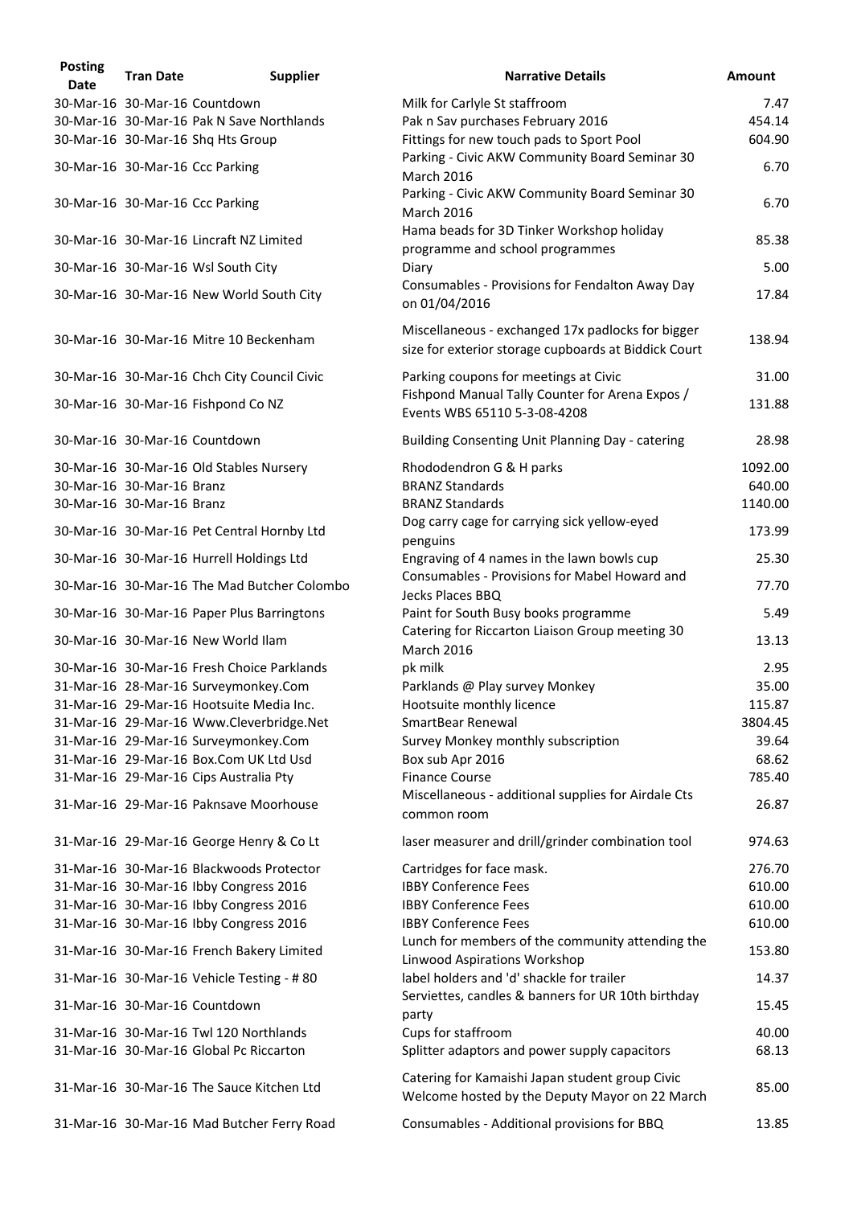| Posting Date | Tran Date | Supplier | Narrative Details | Amount |
|---|---|---|---|---|
| 30-Mar-16 | 30-Mar-16 | Countdown | Milk for Carlyle St staffroom | 7.47 |
| 30-Mar-16 | 30-Mar-16 | Pak N Save Northlands | Pak n Sav purchases February 2016 | 454.14 |
| 30-Mar-16 | 30-Mar-16 | Shq Hts Group | Fittings for new touch pads to Sport Pool | 604.90 |
| 30-Mar-16 | 30-Mar-16 | Ccc Parking | Parking - Civic AKW Community Board Seminar 30 March 2016 | 6.70 |
| 30-Mar-16 | 30-Mar-16 | Ccc Parking | Parking - Civic AKW Community Board Seminar 30 March 2016 | 6.70 |
| 30-Mar-16 | 30-Mar-16 | Lincraft NZ Limited | Hama beads for 3D Tinker Workshop holiday programme and school programmes | 85.38 |
| 30-Mar-16 | 30-Mar-16 | Wsl South City | Diary | 5.00 |
| 30-Mar-16 | 30-Mar-16 | New World South City | Consumables - Provisions for Fendalton Away Day on 01/04/2016 | 17.84 |
| 30-Mar-16 | 30-Mar-16 | Mitre 10 Beckenham | Miscellaneous - exchanged 17x padlocks for bigger size for exterior storage cupboards at Biddick Court | 138.94 |
| 30-Mar-16 | 30-Mar-16 | Chch City Council Civic | Parking coupons for meetings at Civic | 31.00 |
| 30-Mar-16 | 30-Mar-16 | Fishpond Co NZ | Fishpond Manual Tally Counter for Arena Expos / Events WBS 65110 5-3-08-4208 | 131.88 |
| 30-Mar-16 | 30-Mar-16 | Countdown | Building Consenting Unit Planning Day - catering | 28.98 |
| 30-Mar-16 | 30-Mar-16 | Old Stables Nursery | Rhododendron G & H parks | 1092.00 |
| 30-Mar-16 | 30-Mar-16 | Branz | BRANZ Standards | 640.00 |
| 30-Mar-16 | 30-Mar-16 | Branz | BRANZ Standards | 1140.00 |
| 30-Mar-16 | 30-Mar-16 | Pet Central Hornby Ltd | Dog carry cage for carrying sick yellow-eyed penguins | 173.99 |
| 30-Mar-16 | 30-Mar-16 | Hurrell Holdings Ltd | Engraving of 4 names in the lawn bowls cup | 25.30 |
| 30-Mar-16 | 30-Mar-16 | The Mad Butcher Colombo | Consumables - Provisions for Mabel Howard and Jecks Places BBQ | 77.70 |
| 30-Mar-16 | 30-Mar-16 | Paper Plus Barringtons | Paint for South Busy books programme | 5.49 |
| 30-Mar-16 | 30-Mar-16 | New World Ilam | Catering for Riccarton Liaison Group meeting 30 March 2016 | 13.13 |
| 30-Mar-16 | 30-Mar-16 | Fresh Choice Parklands | pk milk | 2.95 |
| 31-Mar-16 | 28-Mar-16 | Surveymonkey.Com | Parklands @ Play survey Monkey | 35.00 |
| 31-Mar-16 | 29-Mar-16 | Hootsuite Media Inc. | Hootsuite monthly licence | 115.87 |
| 31-Mar-16 | 29-Mar-16 | Www.Cleverbridge.Net | SmartBear Renewal | 3804.45 |
| 31-Mar-16 | 29-Mar-16 | Surveymonkey.Com | Survey Monkey monthly subscription | 39.64 |
| 31-Mar-16 | 29-Mar-16 | Box.Com UK Ltd Usd | Box sub Apr 2016 | 68.62 |
| 31-Mar-16 | 29-Mar-16 | Cips Australia Pty | Finance Course | 785.40 |
| 31-Mar-16 | 29-Mar-16 | Paknsave Moorhouse | Miscellaneous - additional supplies for Airdale Cts common room | 26.87 |
| 31-Mar-16 | 29-Mar-16 | George Henry & Co Lt | laser measurer and drill/grinder combination tool | 974.63 |
| 31-Mar-16 | 30-Mar-16 | Blackwoods Protector | Cartridges for face mask. | 276.70 |
| 31-Mar-16 | 30-Mar-16 | Ibby Congress 2016 | IBBY Conference Fees | 610.00 |
| 31-Mar-16 | 30-Mar-16 | Ibby Congress 2016 | IBBY Conference Fees | 610.00 |
| 31-Mar-16 | 30-Mar-16 | Ibby Congress 2016 | IBBY Conference Fees | 610.00 |
| 31-Mar-16 | 30-Mar-16 | French Bakery Limited | Lunch for members of the community attending the Linwood Aspirations Workshop | 153.80 |
| 31-Mar-16 | 30-Mar-16 | Vehicle Testing - # 80 | label holders and 'd' shackle for trailer | 14.37 |
| 31-Mar-16 | 30-Mar-16 | Countdown | Serviettes, candles & banners for UR 10th birthday party | 15.45 |
| 31-Mar-16 | 30-Mar-16 | Twl 120 Northlands | Cups for staffroom | 40.00 |
| 31-Mar-16 | 30-Mar-16 | Global Pc Riccarton | Splitter adaptors and power supply capacitors | 68.13 |
| 31-Mar-16 | 30-Mar-16 | The Sauce Kitchen Ltd | Catering for Kamaishi Japan student group Civic Welcome hosted by the Deputy Mayor on 22 March | 85.00 |
| 31-Mar-16 | 30-Mar-16 | Mad Butcher Ferry Road | Consumables - Additional provisions for BBQ | 13.85 |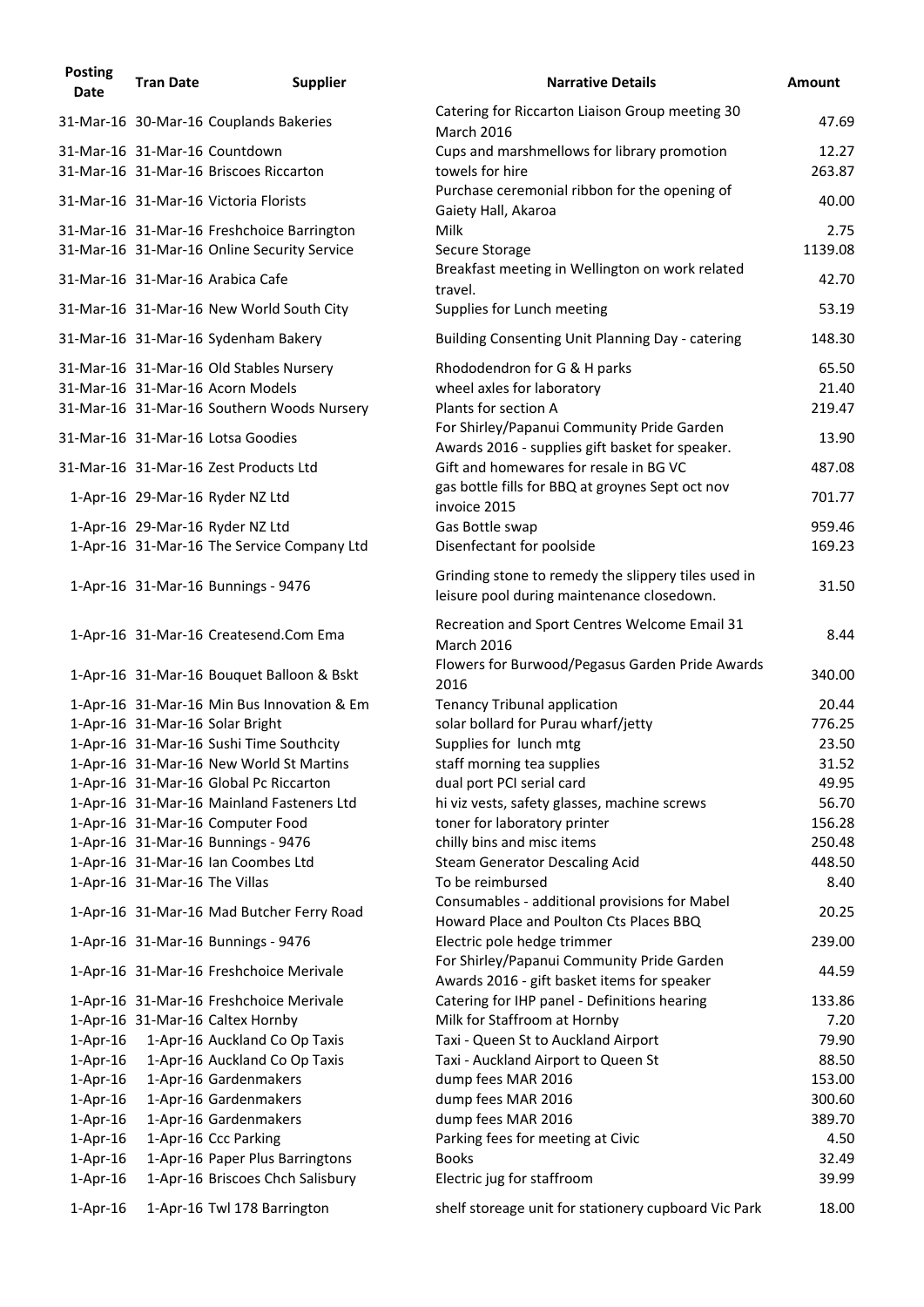| Posting Date | Tran Date | Supplier | Narrative Details | Amount |
|---|---|---|---|---|
| 31-Mar-16 | 30-Mar-16 | Couplands Bakeries | Catering for Riccarton Liaison Group meeting 30 March 2016 | 47.69 |
| 31-Mar-16 | 31-Mar-16 | Countdown | Cups and marshmellows for library promotion | 12.27 |
| 31-Mar-16 | 31-Mar-16 | Briscoes Riccarton | towels for hire | 263.87 |
| 31-Mar-16 | 31-Mar-16 | Victoria Florists | Purchase ceremonial ribbon for the opening of Gaiety Hall, Akaroa | 40.00 |
| 31-Mar-16 | 31-Mar-16 | Freshchoice Barrington | Milk | 2.75 |
| 31-Mar-16 | 31-Mar-16 | Online Security Service | Secure Storage | 1139.08 |
| 31-Mar-16 | 31-Mar-16 | Arabica Cafe | Breakfast meeting in Wellington on work related travel. | 42.70 |
| 31-Mar-16 | 31-Mar-16 | New World South City | Supplies for Lunch meeting | 53.19 |
| 31-Mar-16 | 31-Mar-16 | Sydenham Bakery | Building Consenting Unit Planning Day - catering | 148.30 |
| 31-Mar-16 | 31-Mar-16 | Old Stables Nursery | Rhododendron for G & H parks | 65.50 |
| 31-Mar-16 | 31-Mar-16 | Acorn Models | wheel axles for laboratory | 21.40 |
| 31-Mar-16 | 31-Mar-16 | Southern Woods Nursery | Plants for section A | 219.47 |
| 31-Mar-16 | 31-Mar-16 | Lotsa Goodies | For Shirley/Papanui Community Pride Garden Awards 2016 - supplies gift basket for speaker. | 13.90 |
| 31-Mar-16 | 31-Mar-16 | Zest Products Ltd | Gift and homewares for resale in BG VC | 487.08 |
| 1-Apr-16 | 29-Mar-16 | Ryder NZ Ltd | gas bottle fills for BBQ at groynes Sept oct nov invoice 2015 | 701.77 |
| 1-Apr-16 | 29-Mar-16 | Ryder NZ Ltd | Gas Bottle swap | 959.46 |
| 1-Apr-16 | 31-Mar-16 | The Service Company Ltd | Disenfectant for poolside | 169.23 |
| 1-Apr-16 | 31-Mar-16 | Bunnings - 9476 | Grinding stone to remedy the slippery tiles used in leisure pool during maintenance closedown. | 31.50 |
| 1-Apr-16 | 31-Mar-16 | Createsend.Com Ema | Recreation and Sport Centres Welcome Email 31 March 2016 | 8.44 |
| 1-Apr-16 | 31-Mar-16 | Bouquet Balloon & Bskt | Flowers for Burwood/Pegasus Garden Pride Awards 2016 | 340.00 |
| 1-Apr-16 | 31-Mar-16 | Min Bus Innovation & Em | Tenancy Tribunal application | 20.44 |
| 1-Apr-16 | 31-Mar-16 | Solar Bright | solar bollard for Purau wharf/jetty | 776.25 |
| 1-Apr-16 | 31-Mar-16 | Sushi Time Southcity | Supplies for lunch mtg | 23.50 |
| 1-Apr-16 | 31-Mar-16 | New World St Martins | staff morning tea supplies | 31.52 |
| 1-Apr-16 | 31-Mar-16 | Global Pc Riccarton | dual port PCI serial card | 49.95 |
| 1-Apr-16 | 31-Mar-16 | Mainland Fasteners Ltd | hi viz vests, safety glasses, machine screws | 56.70 |
| 1-Apr-16 | 31-Mar-16 | Computer Food | toner for laboratory printer | 156.28 |
| 1-Apr-16 | 31-Mar-16 | Bunnings - 9476 | chilly bins and misc items | 250.48 |
| 1-Apr-16 | 31-Mar-16 | Ian Coombes Ltd | Steam Generator Descaling Acid | 448.50 |
| 1-Apr-16 | 31-Mar-16 | The Villas | To be reimbursed | 8.40 |
| 1-Apr-16 | 31-Mar-16 | Mad Butcher Ferry Road | Consumables - additional provisions for Mabel Howard Place and Poulton Cts Places BBQ | 20.25 |
| 1-Apr-16 | 31-Mar-16 | Bunnings - 9476 | Electric pole hedge trimmer | 239.00 |
| 1-Apr-16 | 31-Mar-16 | Freshchoice Merivale | For Shirley/Papanui Community Pride Garden Awards 2016 - gift basket items for speaker | 44.59 |
| 1-Apr-16 | 31-Mar-16 | Freshchoice Merivale | Catering for IHP panel - Definitions hearing | 133.86 |
| 1-Apr-16 | 31-Mar-16 | Caltex Hornby | Milk for Staffroom at Hornby | 7.20 |
| 1-Apr-16 | 1-Apr-16 | Auckland Co Op Taxis | Taxi - Queen St to Auckland Airport | 79.90 |
| 1-Apr-16 | 1-Apr-16 | Auckland Co Op Taxis | Taxi - Auckland Airport to Queen St | 88.50 |
| 1-Apr-16 | 1-Apr-16 | Gardenmakers | dump fees MAR 2016 | 153.00 |
| 1-Apr-16 | 1-Apr-16 | Gardenmakers | dump fees MAR 2016 | 300.60 |
| 1-Apr-16 | 1-Apr-16 | Gardenmakers | dump fees MAR 2016 | 389.70 |
| 1-Apr-16 | 1-Apr-16 | Ccc Parking | Parking fees for meeting at Civic | 4.50 |
| 1-Apr-16 | 1-Apr-16 | Paper Plus Barringtons | Books | 32.49 |
| 1-Apr-16 | 1-Apr-16 | Briscoes Chch Salisbury | Electric jug for staffroom | 39.99 |
| 1-Apr-16 | 1-Apr-16 | Twl 178 Barrington | shelf storeage unit for stationery cupboard Vic Park | 18.00 |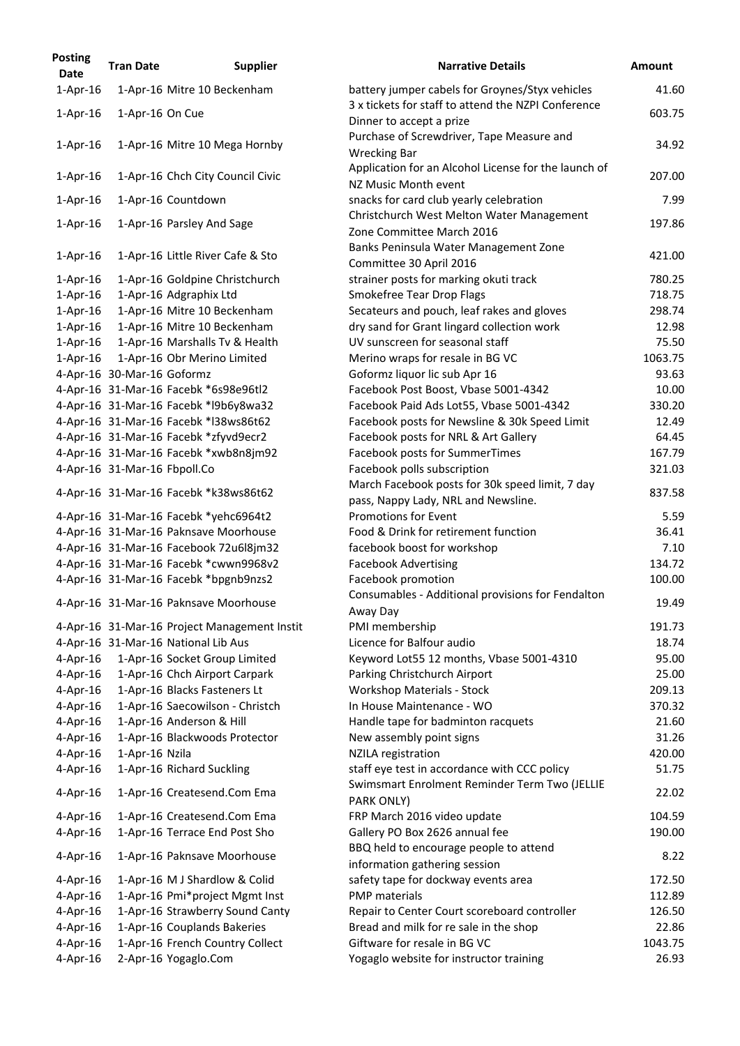| Posting Date | Tran Date | Supplier | Narrative Details | Amount |
|---|---|---|---|---|
| 1-Apr-16 | 1-Apr-16 | Mitre 10 Beckenham | battery jumper cabels for Groynes/Styx vehicles | 41.60 |
| 1-Apr-16 | 1-Apr-16 | On Cue | 3 x tickets for staff to attend the NZPI Conference Dinner to accept a prize | 603.75 |
| 1-Apr-16 | 1-Apr-16 | Mitre 10 Mega Hornby | Purchase of Screwdriver, Tape Measure and Wrecking Bar | 34.92 |
| 1-Apr-16 | 1-Apr-16 | Chch City Council Civic | Application for an Alcohol License for the launch of NZ Music Month event | 207.00 |
| 1-Apr-16 | 1-Apr-16 | Countdown | snacks for card club yearly celebration | 7.99 |
| 1-Apr-16 | 1-Apr-16 | Parsley And Sage | Christchurch West Melton Water Management Zone Committee March 2016 | 197.86 |
| 1-Apr-16 | 1-Apr-16 | Little River Cafe & Sto | Banks Peninsula Water Management Zone Committee 30 April 2016 | 421.00 |
| 1-Apr-16 | 1-Apr-16 | Goldpine Christchurch | strainer posts for marking okuti track | 780.25 |
| 1-Apr-16 | 1-Apr-16 | Adgraphix Ltd | Smokefree Tear Drop Flags | 718.75 |
| 1-Apr-16 | 1-Apr-16 | Mitre 10 Beckenham | Secateurs and pouch, leaf rakes and gloves | 298.74 |
| 1-Apr-16 | 1-Apr-16 | Mitre 10 Beckenham | dry sand for Grant lingard collection work | 12.98 |
| 1-Apr-16 | 1-Apr-16 | Marshalls Tv & Health | UV sunscreen for seasonal staff | 75.50 |
| 1-Apr-16 | 1-Apr-16 | Obr Merino Limited | Merino wraps for resale in BG VC | 1063.75 |
| 4-Apr-16 | 30-Mar-16 | Goformz | Goformz liquor lic sub Apr 16 | 93.63 |
| 4-Apr-16 | 31-Mar-16 | Facebk *6s98e96tl2 | Facebook Post Boost, Vbase 5001-4342 | 10.00 |
| 4-Apr-16 | 31-Mar-16 | Facebk *l9b6y8wa32 | Facebook Paid Ads Lot55, Vbase 5001-4342 | 330.20 |
| 4-Apr-16 | 31-Mar-16 | Facebk *l38ws86t62 | Facebook posts for Newsline & 30k Speed Limit | 12.49 |
| 4-Apr-16 | 31-Mar-16 | Facebk *zfyvd9ecr2 | Facebook posts for NRL & Art Gallery | 64.45 |
| 4-Apr-16 | 31-Mar-16 | Facebk *xwb8n8jm92 | Facebook posts for SummerTimes | 167.79 |
| 4-Apr-16 | 31-Mar-16 | Fbpoll.Co | Facebook polls subscription | 321.03 |
| 4-Apr-16 | 31-Mar-16 | Facebk *k38ws86t62 | March Facebook posts for 30k speed limit, 7 day pass, Nappy Lady, NRL and Newsline. | 837.58 |
| 4-Apr-16 | 31-Mar-16 | Facebk *yehc6964t2 | Promotions for Event | 5.59 |
| 4-Apr-16 | 31-Mar-16 | Paknsave Moorhouse | Food & Drink for retirement function | 36.41 |
| 4-Apr-16 | 31-Mar-16 | Facebook 72u6l8jm32 | facebook boost for workshop | 7.10 |
| 4-Apr-16 | 31-Mar-16 | Facebk *cwwn9968v2 | Facebook Advertising | 134.72 |
| 4-Apr-16 | 31-Mar-16 | Facebk *bpgnb9nzs2 | Facebook promotion | 100.00 |
| 4-Apr-16 | 31-Mar-16 | Paknsave Moorhouse | Consumables - Additional provisions for Fendalton Away Day | 19.49 |
| 4-Apr-16 | 31-Mar-16 | Project Management Instit | PMI membership | 191.73 |
| 4-Apr-16 | 31-Mar-16 | National Lib Aus | Licence for Balfour audio | 18.74 |
| 4-Apr-16 | 1-Apr-16 | Socket Group Limited | Keyword Lot55 12 months, Vbase 5001-4310 | 95.00 |
| 4-Apr-16 | 1-Apr-16 | Chch Airport Carpark | Parking Christchurch Airport | 25.00 |
| 4-Apr-16 | 1-Apr-16 | Blacks Fasteners Lt | Workshop Materials - Stock | 209.13 |
| 4-Apr-16 | 1-Apr-16 | Saecowilson - Christch | In House Maintenance - WO | 370.32 |
| 4-Apr-16 | 1-Apr-16 | Anderson & Hill | Handle tape for badminton racquets | 21.60 |
| 4-Apr-16 | 1-Apr-16 | Blackwoods Protector | New assembly point signs | 31.26 |
| 4-Apr-16 | 1-Apr-16 | Nzila | NZILA registration | 420.00 |
| 4-Apr-16 | 1-Apr-16 | Richard Suckling | staff eye test in accordance with CCC policy | 51.75 |
| 4-Apr-16 | 1-Apr-16 | Createsend.Com Ema | Swimsmart Enrolment Reminder Term Two (JELLIE PARK ONLY) | 22.02 |
| 4-Apr-16 | 1-Apr-16 | Createsend.Com Ema | FRP March 2016 video update | 104.59 |
| 4-Apr-16 | 1-Apr-16 | Terrace End Post Sho | Gallery PO Box 2626 annual fee | 190.00 |
| 4-Apr-16 | 1-Apr-16 | Paknsave Moorhouse | BBQ held to encourage people to attend information gathering session | 8.22 |
| 4-Apr-16 | 1-Apr-16 | M J Shardlow & Colid | safety tape for dockway events area | 172.50 |
| 4-Apr-16 | 1-Apr-16 | Pmi*project Mgmt Inst | PMP materials | 112.89 |
| 4-Apr-16 | 1-Apr-16 | Strawberry Sound Canty | Repair to Center Court scoreboard controller | 126.50 |
| 4-Apr-16 | 1-Apr-16 | Couplands Bakeries | Bread and milk for re sale in the shop | 22.86 |
| 4-Apr-16 | 1-Apr-16 | French Country Collect | Giftware for resale in BG VC | 1043.75 |
| 4-Apr-16 | 2-Apr-16 | Yogaglo.Com | Yogaglo website for instructor training | 26.93 |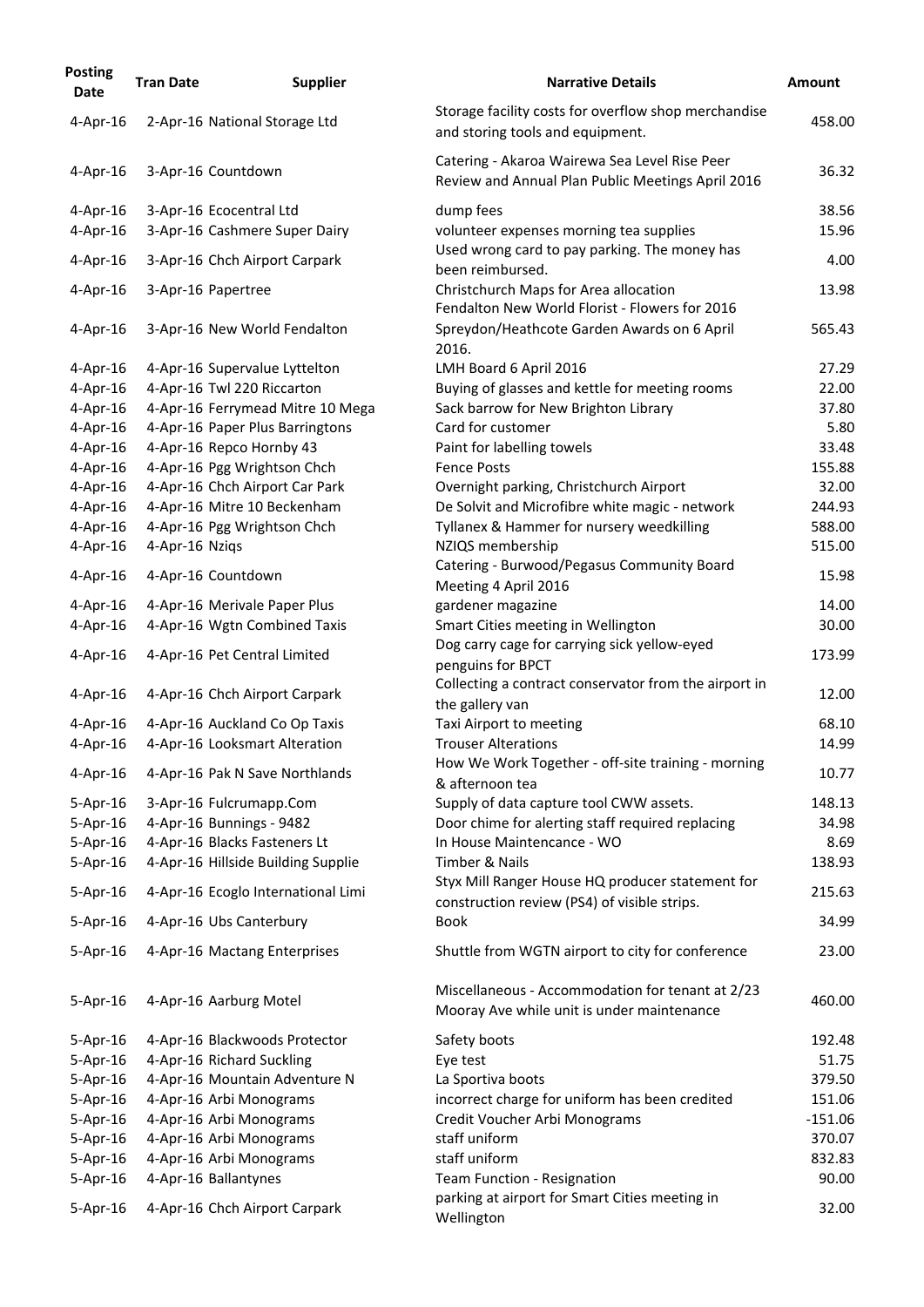| Posting Date | Tran Date | Supplier | Narrative Details | Amount |
|---|---|---|---|---|
| 4-Apr-16 | 2-Apr-16 | National Storage Ltd | Storage facility costs for overflow shop merchandise and storing tools and equipment. | 458.00 |
| 4-Apr-16 | 3-Apr-16 | Countdown | Catering - Akaroa Wairewa Sea Level Rise Peer Review and Annual Plan Public Meetings April 2016 | 36.32 |
| 4-Apr-16 | 3-Apr-16 | Ecocentral Ltd | dump fees | 38.56 |
| 4-Apr-16 | 3-Apr-16 | Cashmere Super Dairy | volunteer expenses morning tea supplies | 15.96 |
| 4-Apr-16 | 3-Apr-16 | Chch Airport Carpark | Used wrong card to pay parking. The money has been reimbursed. | 4.00 |
| 4-Apr-16 | 3-Apr-16 | Papertree | Christchurch Maps for Area allocation | 13.98 |
| 4-Apr-16 | 3-Apr-16 | New World Fendalton | Fendalton New World Florist - Flowers for 2016 Spreydon/Heathcote Garden Awards on 6 April 2016. | 565.43 |
| 4-Apr-16 | 4-Apr-16 | Supervalue Lyttelton | LMH Board 6 April 2016 | 27.29 |
| 4-Apr-16 | 4-Apr-16 | Twl 220 Riccarton | Buying of glasses and kettle for meeting rooms | 22.00 |
| 4-Apr-16 | 4-Apr-16 | Ferrymead Mitre 10 Mega | Sack barrow for New Brighton Library | 37.80 |
| 4-Apr-16 | 4-Apr-16 | Paper Plus Barringtons | Card for customer | 5.80 |
| 4-Apr-16 | 4-Apr-16 | Repco Hornby 43 | Paint for labelling towels | 33.48 |
| 4-Apr-16 | 4-Apr-16 | Pgg Wrightson Chch | Fence Posts | 155.88 |
| 4-Apr-16 | 4-Apr-16 | Chch Airport Car Park | Overnight parking, Christchurch Airport | 32.00 |
| 4-Apr-16 | 4-Apr-16 | Mitre 10 Beckenham | De Solvit and Microfibre white magic - network | 244.93 |
| 4-Apr-16 | 4-Apr-16 | Pgg Wrightson Chch | Tyllanex & Hammer for nursery weedkilling | 588.00 |
| 4-Apr-16 | 4-Apr-16 | Nziqs | NZIQS membership | 515.00 |
| 4-Apr-16 | 4-Apr-16 | Countdown | Catering - Burwood/Pegasus Community Board Meeting 4 April 2016 | 15.98 |
| 4-Apr-16 | 4-Apr-16 | Merivale Paper Plus | gardener magazine | 14.00 |
| 4-Apr-16 | 4-Apr-16 | Wgtn Combined Taxis | Smart Cities meeting in Wellington | 30.00 |
| 4-Apr-16 | 4-Apr-16 | Pet Central Limited | Dog carry cage for carrying sick yellow-eyed penguins for BPCT | 173.99 |
| 4-Apr-16 | 4-Apr-16 | Chch Airport Carpark | Collecting a contract conservator from the airport in the gallery van | 12.00 |
| 4-Apr-16 | 4-Apr-16 | Auckland Co Op Taxis | Taxi Airport to meeting | 68.10 |
| 4-Apr-16 | 4-Apr-16 | Looksmart Alteration | Trouser Alterations | 14.99 |
| 4-Apr-16 | 4-Apr-16 | Pak N Save Northlands | How We Work Together - off-site training - morning & afternoon tea | 10.77 |
| 5-Apr-16 | 3-Apr-16 | Fulcrumapp.Com | Supply of data capture tool CWW assets. | 148.13 |
| 5-Apr-16 | 4-Apr-16 | Bunnings - 9482 | Door chime for alerting staff required replacing | 34.98 |
| 5-Apr-16 | 4-Apr-16 | Blacks Fasteners Lt | In House Maintencance - WO | 8.69 |
| 5-Apr-16 | 4-Apr-16 | Hillside Building Supplie | Timber & Nails | 138.93 |
| 5-Apr-16 | 4-Apr-16 | Ecoglo International Limi | Styx Mill Ranger House HQ producer statement for construction review (PS4) of visible strips. | 215.63 |
| 5-Apr-16 | 4-Apr-16 | Ubs Canterbury | Book | 34.99 |
| 5-Apr-16 | 4-Apr-16 | Mactang Enterprises | Shuttle from WGTN airport to city for conference | 23.00 |
| 5-Apr-16 | 4-Apr-16 | Aarburg Motel | Miscellaneous - Accommodation for tenant at 2/23 Mooray Ave while unit is under maintenance | 460.00 |
| 5-Apr-16 | 4-Apr-16 | Blackwoods Protector | Safety boots | 192.48 |
| 5-Apr-16 | 4-Apr-16 | Richard Suckling | Eye test | 51.75 |
| 5-Apr-16 | 4-Apr-16 | Mountain Adventure N | La Sportiva boots | 379.50 |
| 5-Apr-16 | 4-Apr-16 | Arbi Monograms | incorrect charge for uniform has been credited | 151.06 |
| 5-Apr-16 | 4-Apr-16 | Arbi Monograms | Credit Voucher Arbi Monograms | -151.06 |
| 5-Apr-16 | 4-Apr-16 | Arbi Monograms | staff uniform | 370.07 |
| 5-Apr-16 | 4-Apr-16 | Arbi Monograms | staff uniform | 832.83 |
| 5-Apr-16 | 4-Apr-16 | Ballantynes | Team Function - Resignation | 90.00 |
| 5-Apr-16 | 4-Apr-16 | Chch Airport Carpark | parking at airport for Smart Cities meeting in Wellington | 32.00 |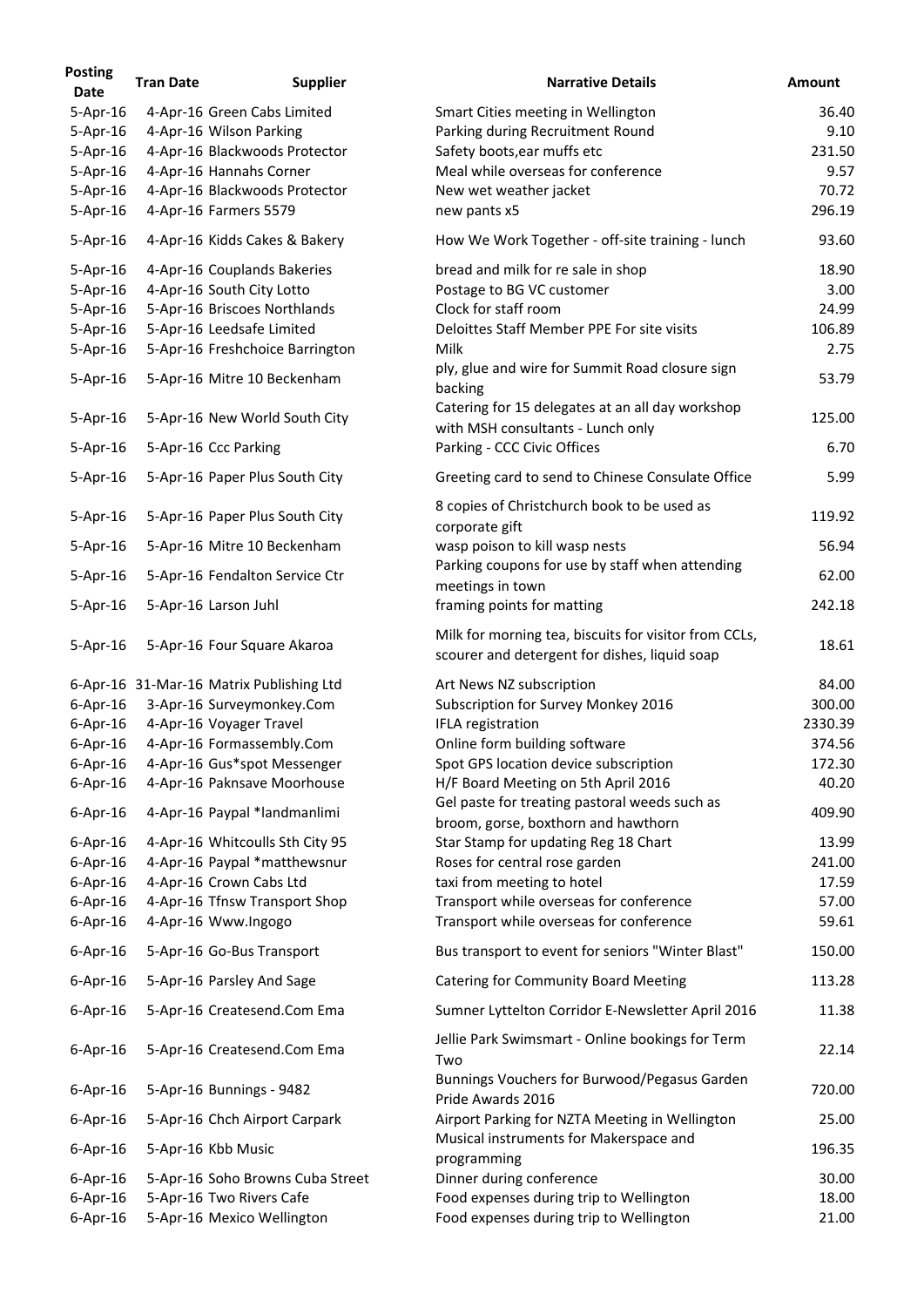| Posting Date | Tran Date | Supplier | Narrative Details | Amount |
|---|---|---|---|---|
| 5-Apr-16 | 4-Apr-16 | Green Cabs Limited | Smart Cities meeting in Wellington | 36.40 |
| 5-Apr-16 | 4-Apr-16 | Wilson Parking | Parking during Recruitment Round | 9.10 |
| 5-Apr-16 | 4-Apr-16 | Blackwoods Protector | Safety boots,ear muffs etc | 231.50 |
| 5-Apr-16 | 4-Apr-16 | Hannahs Corner | Meal while overseas for conference | 9.57 |
| 5-Apr-16 | 4-Apr-16 | Blackwoods Protector | New wet weather jacket | 70.72 |
| 5-Apr-16 | 4-Apr-16 | Farmers 5579 | new pants x5 | 296.19 |
| 5-Apr-16 | 4-Apr-16 | Kidds Cakes & Bakery | How We Work Together - off-site training - lunch | 93.60 |
| 5-Apr-16 | 4-Apr-16 | Couplands Bakeries | bread and milk for re sale in shop | 18.90 |
| 5-Apr-16 | 4-Apr-16 | South City Lotto | Postage to BG VC customer | 3.00 |
| 5-Apr-16 | 5-Apr-16 | Briscoes Northlands | Clock for staff room | 24.99 |
| 5-Apr-16 | 5-Apr-16 | Leedsafe Limited | Deloittes Staff Member PPE For site visits | 106.89 |
| 5-Apr-16 | 5-Apr-16 | Freshchoice Barrington | Milk | 2.75 |
| 5-Apr-16 | 5-Apr-16 | Mitre 10 Beckenham | ply, glue and wire for Summit Road closure sign backing | 53.79 |
| 5-Apr-16 | 5-Apr-16 | New World South City | Catering for 15 delegates at an all day workshop with MSH consultants - Lunch only | 125.00 |
| 5-Apr-16 | 5-Apr-16 | Ccc Parking | Parking - CCC Civic Offices | 6.70 |
| 5-Apr-16 | 5-Apr-16 | Paper Plus South City | Greeting card to send to Chinese Consulate Office | 5.99 |
| 5-Apr-16 | 5-Apr-16 | Paper Plus South City | 8 copies of Christchurch book to be used as corporate gift | 119.92 |
| 5-Apr-16 | 5-Apr-16 | Mitre 10 Beckenham | wasp poison to kill wasp nests | 56.94 |
| 5-Apr-16 | 5-Apr-16 | Fendalton Service Ctr | Parking coupons for use by staff when attending meetings in town | 62.00 |
| 5-Apr-16 | 5-Apr-16 | Larson Juhl | framing points for matting | 242.18 |
| 5-Apr-16 | 5-Apr-16 | Four Square Akaroa | Milk for morning tea, biscuits for visitor from CCLs, scourer and detergent for dishes, liquid soap | 18.61 |
| 6-Apr-16 | 31-Mar-16 | Matrix Publishing Ltd | Art News NZ subscription | 84.00 |
| 6-Apr-16 | 3-Apr-16 | Surveymonkey.Com | Subscription for Survey Monkey 2016 | 300.00 |
| 6-Apr-16 | 4-Apr-16 | Voyager Travel | IFLA registration | 2330.39 |
| 6-Apr-16 | 4-Apr-16 | Formassembly.Com | Online form building software | 374.56 |
| 6-Apr-16 | 4-Apr-16 | Gus*spot Messenger | Spot GPS location device subscription | 172.30 |
| 6-Apr-16 | 4-Apr-16 | Paknsave Moorhouse | H/F Board Meeting on 5th April 2016 | 40.20 |
| 6-Apr-16 | 4-Apr-16 | Paypal *landmanlimi | Gel paste for treating pastoral weeds such as broom, gorse, boxthorn and hawthorn | 409.90 |
| 6-Apr-16 | 4-Apr-16 | Whitcoulls Sth City 95 | Star Stamp for updating Reg 18 Chart | 13.99 |
| 6-Apr-16 | 4-Apr-16 | Paypal *matthewsnur | Roses for central rose garden | 241.00 |
| 6-Apr-16 | 4-Apr-16 | Crown Cabs Ltd | taxi from meeting to hotel | 17.59 |
| 6-Apr-16 | 4-Apr-16 | Tfnsw Transport Shop | Transport while overseas for conference | 57.00 |
| 6-Apr-16 | 4-Apr-16 | Www.Ingogo | Transport while overseas for conference | 59.61 |
| 6-Apr-16 | 5-Apr-16 | Go-Bus Transport | Bus transport to event for seniors "Winter Blast" | 150.00 |
| 6-Apr-16 | 5-Apr-16 | Parsley And Sage | Catering for Community Board Meeting | 113.28 |
| 6-Apr-16 | 5-Apr-16 | Createsend.Com Ema | Sumner Lyttelton Corridor E-Newsletter April 2016 | 11.38 |
| 6-Apr-16 | 5-Apr-16 | Createsend.Com Ema | Jellie Park Swimsmart - Online bookings for Term Two | 22.14 |
| 6-Apr-16 | 5-Apr-16 | Bunnings - 9482 | Bunnings Vouchers for Burwood/Pegasus Garden Pride Awards 2016 | 720.00 |
| 6-Apr-16 | 5-Apr-16 | Chch Airport Carpark | Airport Parking for NZTA Meeting in Wellington | 25.00 |
| 6-Apr-16 | 5-Apr-16 | Kbb Music | Musical instruments for Makerspace and programming | 196.35 |
| 6-Apr-16 | 5-Apr-16 | Soho Browns Cuba Street | Dinner during conference | 30.00 |
| 6-Apr-16 | 5-Apr-16 | Two Rivers Cafe | Food expenses during trip to Wellington | 18.00 |
| 6-Apr-16 | 5-Apr-16 | Mexico Wellington | Food expenses during trip to Wellington | 21.00 |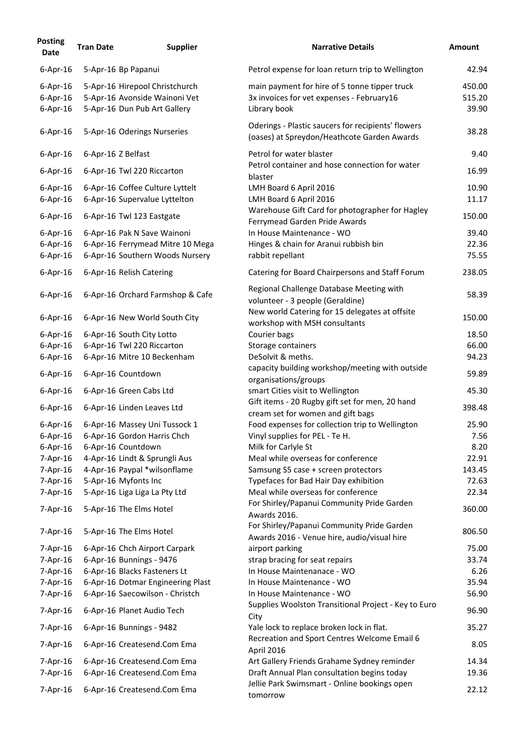| Posting Date | Tran Date | Supplier | Narrative Details | Amount |
|---|---|---|---|---|
| 6-Apr-16 | 5-Apr-16 | Bp Papanui | Petrol expense for loan return trip to Wellington | 42.94 |
| 6-Apr-16 | 5-Apr-16 | Hirepool Christchurch | main payment for hire of 5 tonne tipper truck | 450.00 |
| 6-Apr-16 | 5-Apr-16 | Avonside Wainoni Vet | 3x invoices for vet expenses - February16 | 515.20 |
| 6-Apr-16 | 5-Apr-16 | Dun Pub Art Gallery | Library book | 39.90 |
| 6-Apr-16 | 5-Apr-16 | Oderings Nurseries | Oderings - Plastic saucers for recipients' flowers (oases) at Spreydon/Heathcote Garden Awards | 38.28 |
| 6-Apr-16 | 6-Apr-16 | Z Belfast | Petrol for water blaster | 9.40 |
| 6-Apr-16 | 6-Apr-16 | Twl 220 Riccarton | Petrol container and hose connection for water blaster | 16.99 |
| 6-Apr-16 | 6-Apr-16 | Coffee Culture Lyttelt | LMH Board 6 April 2016 | 10.90 |
| 6-Apr-16 | 6-Apr-16 | Supervalue Lyttelton | LMH Board 6 April 2016 | 11.17 |
| 6-Apr-16 | 6-Apr-16 | Twl 123 Eastgate | Warehouse Gift Card for photographer for Hagley Ferrymead Garden Pride Awards | 150.00 |
| 6-Apr-16 | 6-Apr-16 | Pak N Save Wainoni | In House Maintenance - WO | 39.40 |
| 6-Apr-16 | 6-Apr-16 | Ferrymead Mitre 10 Mega | Hinges & chain for Aranui rubbish bin | 22.36 |
| 6-Apr-16 | 6-Apr-16 | Southern Woods Nursery | rabbit repellant | 75.55 |
| 6-Apr-16 | 6-Apr-16 | Relish Catering | Catering for Board Chairpersons and Staff Forum | 238.05 |
| 6-Apr-16 | 6-Apr-16 | Orchard Farmshop & Cafe | Regional Challenge Database Meeting with volunteer - 3 people (Geraldine) | 58.39 |
| 6-Apr-16 | 6-Apr-16 | New World South City | New world Catering for 15 delegates at offsite workshop with MSH consultants | 150.00 |
| 6-Apr-16 | 6-Apr-16 | South City Lotto | Courier bags | 18.50 |
| 6-Apr-16 | 6-Apr-16 | Twl 220 Riccarton | Storage containers | 66.00 |
| 6-Apr-16 | 6-Apr-16 | Mitre 10 Beckenham | DeSolvit & meths. | 94.23 |
| 6-Apr-16 | 6-Apr-16 | Countdown | capacity building workshop/meeting with outside organisations/groups | 59.89 |
| 6-Apr-16 | 6-Apr-16 | Green Cabs Ltd | smart Cities visit to Wellington | 45.30 |
| 6-Apr-16 | 6-Apr-16 | Linden Leaves Ltd | Gift items - 20 Rugby gift set for men, 20 hand cream set for women and gift bags | 398.48 |
| 6-Apr-16 | 6-Apr-16 | Massey Uni Tussock 1 | Food expenses for collection trip to Wellington | 25.90 |
| 6-Apr-16 | 6-Apr-16 | Gordon Harris Chch | Vinyl supplies for PEL - Te H. | 7.56 |
| 6-Apr-16 | 6-Apr-16 | Countdown | Milk for Carlyle St | 8.20 |
| 7-Apr-16 | 4-Apr-16 | Lindt & Sprungli Aus | Meal while overseas for conference | 22.91 |
| 7-Apr-16 | 4-Apr-16 | Paypal *wilsonflame | Samsung S5 case + screen protectors | 143.45 |
| 7-Apr-16 | 5-Apr-16 | Myfonts Inc | Typefaces for Bad Hair Day exhibition | 72.63 |
| 7-Apr-16 | 5-Apr-16 | Liga Liga La Pty Ltd | Meal while overseas for conference | 22.34 |
| 7-Apr-16 | 5-Apr-16 | The Elms Hotel | For Shirley/Papanui Community Pride Garden Awards 2016. | 360.00 |
| 7-Apr-16 | 5-Apr-16 | The Elms Hotel | For Shirley/Papanui Community Pride Garden Awards 2016 - Venue hire, audio/visual hire | 806.50 |
| 7-Apr-16 | 6-Apr-16 | Chch Airport Carpark | airport parking | 75.00 |
| 7-Apr-16 | 6-Apr-16 | Bunnings - 9476 | strap bracing for seat repairs | 33.74 |
| 7-Apr-16 | 6-Apr-16 | Blacks Fasteners Lt | In House Maintenanace - WO | 6.26 |
| 7-Apr-16 | 6-Apr-16 | Dotmar Engineering Plast | In House Maintenance - WO | 35.94 |
| 7-Apr-16 | 6-Apr-16 | Saecowilson - Christch | In House Maintenance - WO | 56.90 |
| 7-Apr-16 | 6-Apr-16 | Planet Audio Tech | Supplies Woolston Transitional Project - Key to Euro City | 96.90 |
| 7-Apr-16 | 6-Apr-16 | Bunnings - 9482 | Yale lock to replace broken lock in flat. | 35.27 |
| 7-Apr-16 | 6-Apr-16 | Createsend.Com Ema | Recreation and Sport Centres Welcome Email 6 April 2016 | 8.05 |
| 7-Apr-16 | 6-Apr-16 | Createsend.Com Ema | Art Gallery Friends Grahame Sydney reminder | 14.34 |
| 7-Apr-16 | 6-Apr-16 | Createsend.Com Ema | Draft Annual Plan consultation begins today | 19.36 |
| 7-Apr-16 | 6-Apr-16 | Createsend.Com Ema | Jellie Park Swimsmart - Online bookings open tomorrow | 22.12 |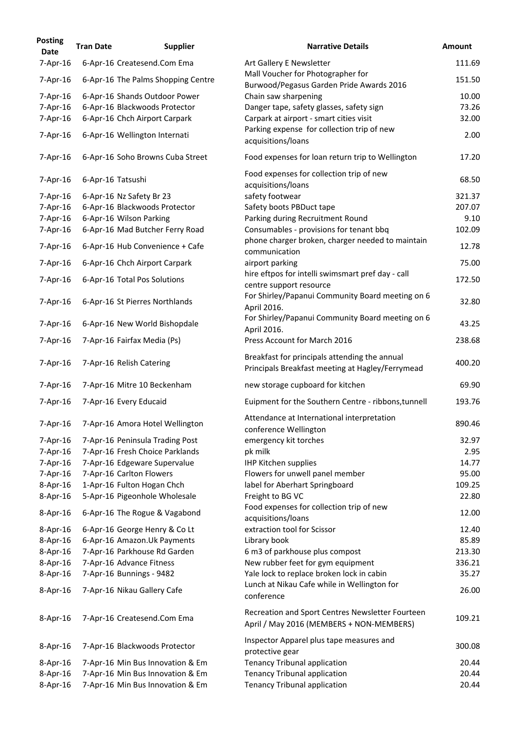| Posting Date | Tran Date | Supplier | Narrative Details | Amount |
|---|---|---|---|---|
| 7-Apr-16 | 6-Apr-16 | Createsend.Com Ema | Art Gallery E Newsletter | 111.69 |
| 7-Apr-16 | 6-Apr-16 | The Palms Shopping Centre | Mall Voucher for Photographer for Burwood/Pegasus Garden Pride Awards 2016 | 151.50 |
| 7-Apr-16 | 6-Apr-16 | Shands Outdoor Power | Chain saw sharpening | 10.00 |
| 7-Apr-16 | 6-Apr-16 | Blackwoods Protector | Danger tape, safety glasses, safety sign | 73.26 |
| 7-Apr-16 | 6-Apr-16 | Chch Airport Carpark | Carpark at airport - smart cities visit | 32.00 |
| 7-Apr-16 | 6-Apr-16 | Wellington Internati | Parking expense for collection trip of new acquisitions/loans | 2.00 |
| 7-Apr-16 | 6-Apr-16 | Soho Browns Cuba Street | Food expenses for loan return trip to Wellington | 17.20 |
| 7-Apr-16 | 6-Apr-16 | Tatsushi | Food expenses for collection trip of new acquisitions/loans | 68.50 |
| 7-Apr-16 | 6-Apr-16 | Nz Safety Br 23 | safety footwear | 321.37 |
| 7-Apr-16 | 6-Apr-16 | Blackwoods Protector | Safety boots PBDuct tape | 207.07 |
| 7-Apr-16 | 6-Apr-16 | Wilson Parking | Parking during Recruitment Round | 9.10 |
| 7-Apr-16 | 6-Apr-16 | Mad Butcher Ferry Road | Consumables - provisions for tenant bbq | 102.09 |
| 7-Apr-16 | 6-Apr-16 | Hub Convenience + Cafe | phone charger broken, charger needed to maintain communication | 12.78 |
| 7-Apr-16 | 6-Apr-16 | Chch Airport Carpark | airport parking | 75.00 |
| 7-Apr-16 | 6-Apr-16 | Total Pos Solutions | hire eftpos for intelli swimsmart pref day - call centre support resource | 172.50 |
| 7-Apr-16 | 6-Apr-16 | St Pierres Northlands | For Shirley/Papanui Community Board meeting on 6 April 2016. | 32.80 |
| 7-Apr-16 | 6-Apr-16 | New World Bishopdale | For Shirley/Papanui Community Board meeting on 6 April 2016. | 43.25 |
| 7-Apr-16 | 7-Apr-16 | Fairfax Media (Ps) | Press Account for March 2016 | 238.68 |
| 7-Apr-16 | 7-Apr-16 | Relish Catering | Breakfast for principals attending the annual Principals Breakfast meeting at Hagley/Ferrymead | 400.20 |
| 7-Apr-16 | 7-Apr-16 | Mitre 10 Beckenham | new storage cupboard for kitchen | 69.90 |
| 7-Apr-16 | 7-Apr-16 | Every Educaid | Euipment for the Southern Centre - ribbons,tunnell | 193.76 |
| 7-Apr-16 | 7-Apr-16 | Amora Hotel Wellington | Attendance at International interpretation conference Wellington | 890.46 |
| 7-Apr-16 | 7-Apr-16 | Peninsula Trading Post | emergency kit torches | 32.97 |
| 7-Apr-16 | 7-Apr-16 | Fresh Choice Parklands | pk milk | 2.95 |
| 7-Apr-16 | 7-Apr-16 | Edgeware Supervalue | IHP Kitchen supplies | 14.77 |
| 7-Apr-16 | 7-Apr-16 | Carlton Flowers | Flowers for unwell panel member | 95.00 |
| 8-Apr-16 | 1-Apr-16 | Fulton Hogan Chch | label for Aberhart Springboard | 109.25 |
| 8-Apr-16 | 5-Apr-16 | Pigeonhole Wholesale | Freight to BG VC | 22.80 |
| 8-Apr-16 | 6-Apr-16 | The Rogue & Vagabond | Food expenses for collection trip of new acquisitions/loans | 12.00 |
| 8-Apr-16 | 6-Apr-16 | George Henry & Co Lt | extraction tool for Scissor | 12.40 |
| 8-Apr-16 | 6-Apr-16 | Amazon.Uk Payments | Library book | 85.89 |
| 8-Apr-16 | 7-Apr-16 | Parkhouse Rd Garden | 6 m3 of parkhouse plus compost | 213.30 |
| 8-Apr-16 | 7-Apr-16 | Advance Fitness | New rubber feet for gym equipment | 336.21 |
| 8-Apr-16 | 7-Apr-16 | Bunnings - 9482 | Yale lock to replace broken lock in cabin | 35.27 |
| 8-Apr-16 | 7-Apr-16 | Nikau Gallery Cafe | Lunch at Nikau Cafe while in Wellington for conference | 26.00 |
| 8-Apr-16 | 7-Apr-16 | Createsend.Com Ema | Recreation and Sport Centres Newsletter Fourteen April / May 2016 (MEMBERS + NON-MEMBERS) | 109.21 |
| 8-Apr-16 | 7-Apr-16 | Blackwoods Protector | Inspector Apparel plus tape measures and protective gear | 300.08 |
| 8-Apr-16 | 7-Apr-16 | Min Bus Innovation & Em | Tenancy Tribunal application | 20.44 |
| 8-Apr-16 | 7-Apr-16 | Min Bus Innovation & Em | Tenancy Tribunal application | 20.44 |
| 8-Apr-16 | 7-Apr-16 | Min Bus Innovation & Em | Tenancy Tribunal application | 20.44 |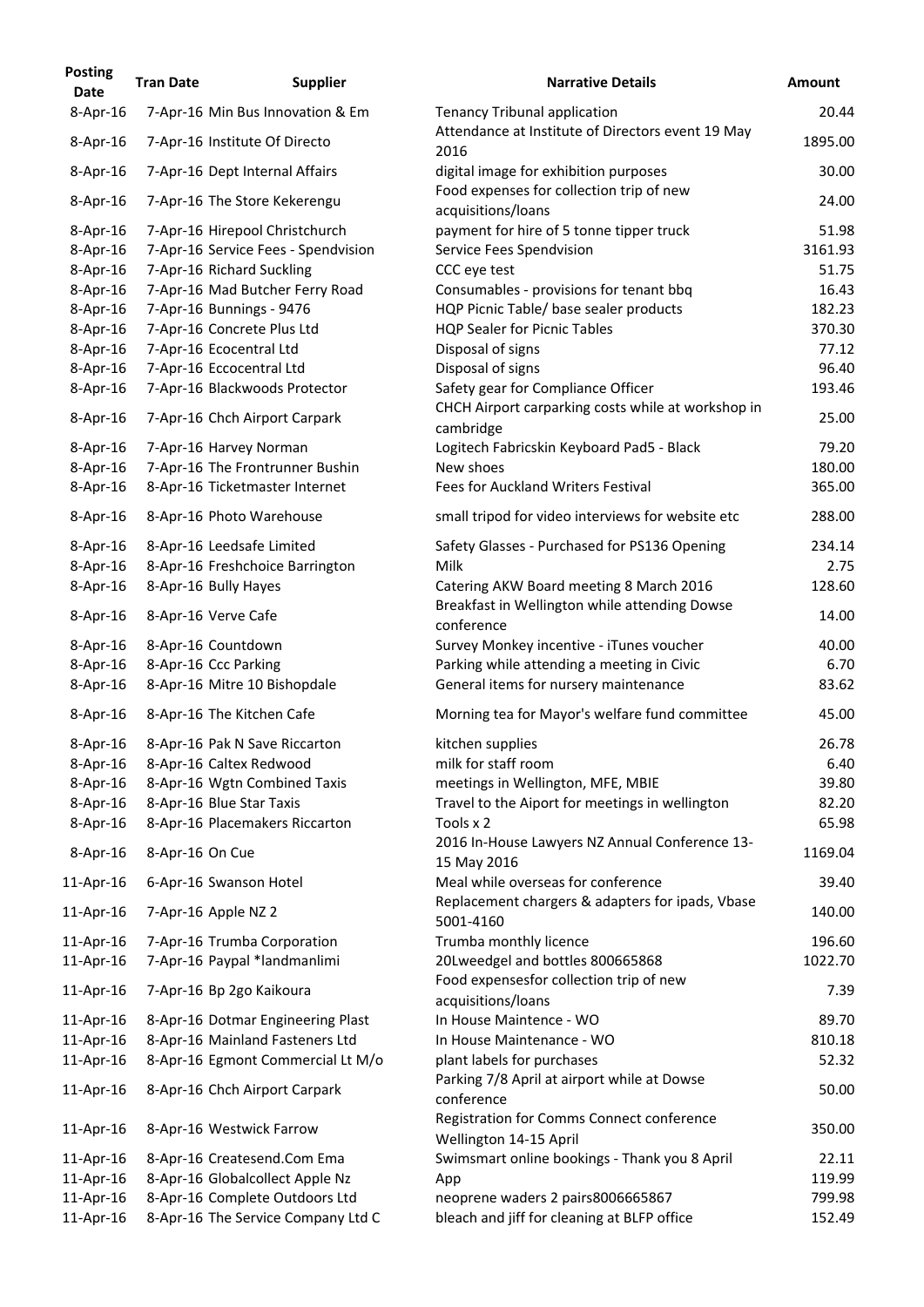| Posting Date | Tran Date | Supplier | Narrative Details | Amount |
|---|---|---|---|---|
| 8-Apr-16 | 7-Apr-16 | Min Bus Innovation & Em | Tenancy Tribunal application | 20.44 |
| 8-Apr-16 | 7-Apr-16 | Institute Of Directo | Attendance at Institute of Directors event 19 May 2016 | 1895.00 |
| 8-Apr-16 | 7-Apr-16 | Dept Internal Affairs | digital image for exhibition purposes | 30.00 |
| 8-Apr-16 | 7-Apr-16 | The Store Kekerengu | Food expenses for collection trip of new acquisitions/loans | 24.00 |
| 8-Apr-16 | 7-Apr-16 | Hirepool Christchurch | payment for hire of 5 tonne tipper truck | 51.98 |
| 8-Apr-16 | 7-Apr-16 | Service Fees - Spendvision | Service Fees Spendvision | 3161.93 |
| 8-Apr-16 | 7-Apr-16 | Richard Suckling | CCC eye test | 51.75 |
| 8-Apr-16 | 7-Apr-16 | Mad Butcher Ferry Road | Consumables - provisions for tenant bbq | 16.43 |
| 8-Apr-16 | 7-Apr-16 | Bunnings - 9476 | HQP Picnic Table/ base sealer products | 182.23 |
| 8-Apr-16 | 7-Apr-16 | Concrete Plus Ltd | HQP Sealer for Picnic Tables | 370.30 |
| 8-Apr-16 | 7-Apr-16 | Ecocentral Ltd | Disposal of signs | 77.12 |
| 8-Apr-16 | 7-Apr-16 | Eccocentral Ltd | Disposal of signs | 96.40 |
| 8-Apr-16 | 7-Apr-16 | Blackwoods Protector | Safety gear for Compliance Officer | 193.46 |
| 8-Apr-16 | 7-Apr-16 | Chch Airport Carpark | CHCH Airport carparking costs while at workshop in cambridge | 25.00 |
| 8-Apr-16 | 7-Apr-16 | Harvey Norman | Logitech Fabricskin Keyboard Pad5 - Black | 79.20 |
| 8-Apr-16 | 7-Apr-16 | The Frontrunner Bushin | New shoes | 180.00 |
| 8-Apr-16 | 8-Apr-16 | Ticketmaster Internet | Fees for Auckland Writers Festival | 365.00 |
| 8-Apr-16 | 8-Apr-16 | Photo Warehouse | small tripod for video interviews for website etc | 288.00 |
| 8-Apr-16 | 8-Apr-16 | Leedsafe Limited | Safety Glasses - Purchased for PS136 Opening | 234.14 |
| 8-Apr-16 | 8-Apr-16 | Freshchoice Barrington | Milk | 2.75 |
| 8-Apr-16 | 8-Apr-16 | Bully Hayes | Catering AKW Board meeting 8 March 2016 | 128.60 |
| 8-Apr-16 | 8-Apr-16 | Verve Cafe | Breakfast in Wellington while attending Dowse conference | 14.00 |
| 8-Apr-16 | 8-Apr-16 | Countdown | Survey Monkey incentive - iTunes voucher | 40.00 |
| 8-Apr-16 | 8-Apr-16 | Ccc Parking | Parking while attending a meeting in Civic | 6.70 |
| 8-Apr-16 | 8-Apr-16 | Mitre 10 Bishopdale | General items for nursery maintenance | 83.62 |
| 8-Apr-16 | 8-Apr-16 | The Kitchen Cafe | Morning tea for Mayor's welfare fund committee | 45.00 |
| 8-Apr-16 | 8-Apr-16 | Pak N Save Riccarton | kitchen supplies | 26.78 |
| 8-Apr-16 | 8-Apr-16 | Caltex Redwood | milk for staff room | 6.40 |
| 8-Apr-16 | 8-Apr-16 | Wgtn Combined Taxis | meetings in Wellington, MFE, MBIE | 39.80 |
| 8-Apr-16 | 8-Apr-16 | Blue Star Taxis | Travel to the Aiport for meetings in wellington | 82.20 |
| 8-Apr-16 | 8-Apr-16 | Placemakers Riccarton | Tools x 2 | 65.98 |
| 8-Apr-16 | 8-Apr-16 | On Cue | 2016 In-House Lawyers NZ Annual Conference 13-15 May 2016 | 1169.04 |
| 11-Apr-16 | 6-Apr-16 | Swanson Hotel | Meal while overseas for conference | 39.40 |
| 11-Apr-16 | 7-Apr-16 | Apple NZ 2 | Replacement chargers & adapters for ipads, Vbase 5001-4160 | 140.00 |
| 11-Apr-16 | 7-Apr-16 | Trumba Corporation | Trumba monthly licence | 196.60 |
| 11-Apr-16 | 7-Apr-16 | Paypal *landmanlimi | 20Lweedgel and bottles 800665868 | 1022.70 |
| 11-Apr-16 | 7-Apr-16 | Bp 2go Kaikoura | Food expensesfor collection trip of new acquisitions/loans | 7.39 |
| 11-Apr-16 | 8-Apr-16 | Dotmar Engineering Plast | In House Maintence - WO | 89.70 |
| 11-Apr-16 | 8-Apr-16 | Mainland Fasteners Ltd | In House Maintenance - WO | 810.18 |
| 11-Apr-16 | 8-Apr-16 | Egmont Commercial Lt M/o | plant labels for purchases | 52.32 |
| 11-Apr-16 | 8-Apr-16 | Chch Airport Carpark | Parking 7/8 April at airport while at Dowse conference | 50.00 |
| 11-Apr-16 | 8-Apr-16 | Westwick Farrow | Registration for Comms Connect conference Wellington 14-15 April | 350.00 |
| 11-Apr-16 | 8-Apr-16 | Createsend.Com Ema | Swimsmart online bookings - Thank you 8 April | 22.11 |
| 11-Apr-16 | 8-Apr-16 | Globalcollect Apple Nz | App | 119.99 |
| 11-Apr-16 | 8-Apr-16 | Complete Outdoors Ltd | neoprene waders 2 pairs8006665867 | 799.98 |
| 11-Apr-16 | 8-Apr-16 | The Service Company Ltd C | bleach and jiff for cleaning at BLFP office | 152.49 |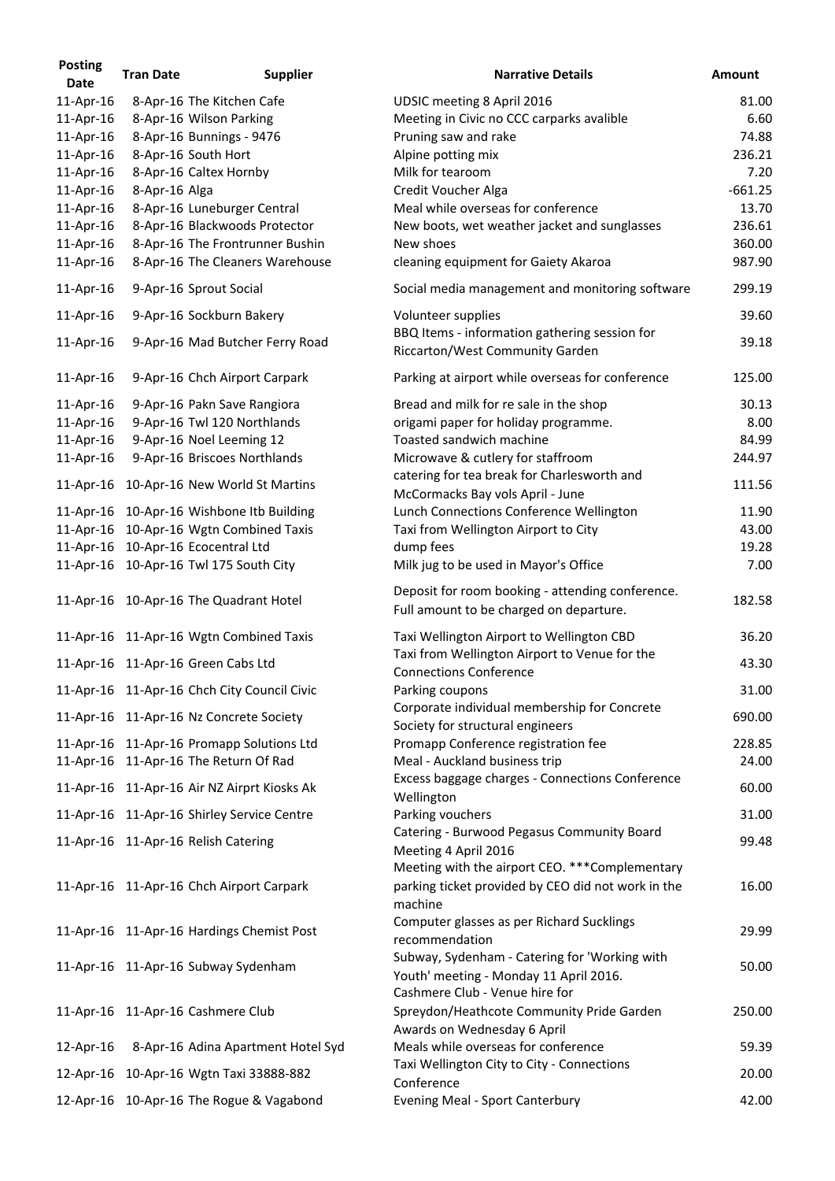| Posting Date | Tran Date | Supplier | Narrative Details | Amount |
|---|---|---|---|---|
| 11-Apr-16 | 8-Apr-16 | The Kitchen Cafe | UDSIC meeting 8 April 2016 | 81.00 |
| 11-Apr-16 | 8-Apr-16 | Wilson Parking | Meeting in Civic no CCC carparks avalible | 6.60 |
| 11-Apr-16 | 8-Apr-16 | Bunnings - 9476 | Pruning saw and rake | 74.88 |
| 11-Apr-16 | 8-Apr-16 | South Hort | Alpine potting mix | 236.21 |
| 11-Apr-16 | 8-Apr-16 | Caltex Hornby | Milk for tearoom | 7.20 |
| 11-Apr-16 | 8-Apr-16 | Alga | Credit Voucher Alga | -661.25 |
| 11-Apr-16 | 8-Apr-16 | Luneburger Central | Meal while overseas for conference | 13.70 |
| 11-Apr-16 | 8-Apr-16 | Blackwoods Protector | New boots, wet weather jacket and sunglasses | 236.61 |
| 11-Apr-16 | 8-Apr-16 | The Frontrunner Bushin | New shoes | 360.00 |
| 11-Apr-16 | 8-Apr-16 | The Cleaners Warehouse | cleaning equipment for Gaiety Akaroa | 987.90 |
| 11-Apr-16 | 9-Apr-16 | Sprout Social | Social media management and monitoring software | 299.19 |
| 11-Apr-16 | 9-Apr-16 | Sockburn Bakery | Volunteer supplies | 39.60 |
| 11-Apr-16 | 9-Apr-16 | Mad Butcher Ferry Road | BBQ Items - information gathering session for Riccarton/West Community Garden | 39.18 |
| 11-Apr-16 | 9-Apr-16 | Chch Airport Carpark | Parking at airport while overseas for conference | 125.00 |
| 11-Apr-16 | 9-Apr-16 | Pakn Save Rangiora | Bread and milk for re sale in the shop | 30.13 |
| 11-Apr-16 | 9-Apr-16 | Twl 120 Northlands | origami paper for holiday programme. | 8.00 |
| 11-Apr-16 | 9-Apr-16 | Noel Leeming 12 | Toasted sandwich machine | 84.99 |
| 11-Apr-16 | 9-Apr-16 | Briscoes Northlands | Microwave & cutlery for staffroom | 244.97 |
| 11-Apr-16 | 10-Apr-16 | New World St Martins | catering for tea break for Charlesworth and McCormacks Bay vols April - June | 111.56 |
| 11-Apr-16 | 10-Apr-16 | Wishbone Itb Building | Lunch Connections Conference Wellington | 11.90 |
| 11-Apr-16 | 10-Apr-16 | Wgtn Combined Taxis | Taxi from Wellington Airport to City | 43.00 |
| 11-Apr-16 | 10-Apr-16 | Ecocentral Ltd | dump fees | 19.28 |
| 11-Apr-16 | 10-Apr-16 | Twl 175 South City | Milk jug to be used in Mayor's Office | 7.00 |
| 11-Apr-16 | 10-Apr-16 | The Quadrant Hotel | Deposit for room booking - attending conference. Full amount to be charged on departure. | 182.58 |
| 11-Apr-16 | 11-Apr-16 | Wgtn Combined Taxis | Taxi Wellington Airport to Wellington CBD | 36.20 |
| 11-Apr-16 | 11-Apr-16 | Green Cabs Ltd | Taxi from Wellington Airport to Venue for the Connections Conference | 43.30 |
| 11-Apr-16 | 11-Apr-16 | Chch City Council Civic | Parking coupons | 31.00 |
| 11-Apr-16 | 11-Apr-16 | Nz Concrete Society | Corporate individual membership for Concrete Society for structural engineers | 690.00 |
| 11-Apr-16 | 11-Apr-16 | Promapp Solutions Ltd | Promapp Conference registration fee | 228.85 |
| 11-Apr-16 | 11-Apr-16 | The Return Of Rad | Meal - Auckland business trip | 24.00 |
| 11-Apr-16 | 11-Apr-16 | Air NZ Airprt Kiosks Ak | Excess baggage charges - Connections Conference Wellington | 60.00 |
| 11-Apr-16 | 11-Apr-16 | Shirley Service Centre | Parking vouchers | 31.00 |
| 11-Apr-16 | 11-Apr-16 | Relish Catering | Catering - Burwood Pegasus Community Board Meeting 4 April 2016 | 99.48 |
| 11-Apr-16 | 11-Apr-16 | Chch Airport Carpark | Meeting with the airport CEO. ***Complementary parking ticket provided by CEO did not work in the machine | 16.00 |
| 11-Apr-16 | 11-Apr-16 | Hardings Chemist Post | Computer glasses as per Richard Sucklings recommendation | 29.99 |
| 11-Apr-16 | 11-Apr-16 | Subway Sydenham | Subway, Sydenham - Catering for 'Working with Youth' meeting - Monday 11 April 2016. | 50.00 |
| 11-Apr-16 | 11-Apr-16 | Cashmere Club | Cashmere Club - Venue hire for Spreydon/Heathcote Community Pride Garden Awards on Wednesday 6 April | 250.00 |
| 12-Apr-16 | 8-Apr-16 | Adina Apartment Hotel Syd | Meals while overseas for conference | 59.39 |
| 12-Apr-16 | 10-Apr-16 | Wgtn Taxi 33888-882 | Taxi Wellington City to City - Connections Conference | 20.00 |
| 12-Apr-16 | 10-Apr-16 | The Rogue & Vagabond | Evening Meal - Sport Canterbury | 42.00 |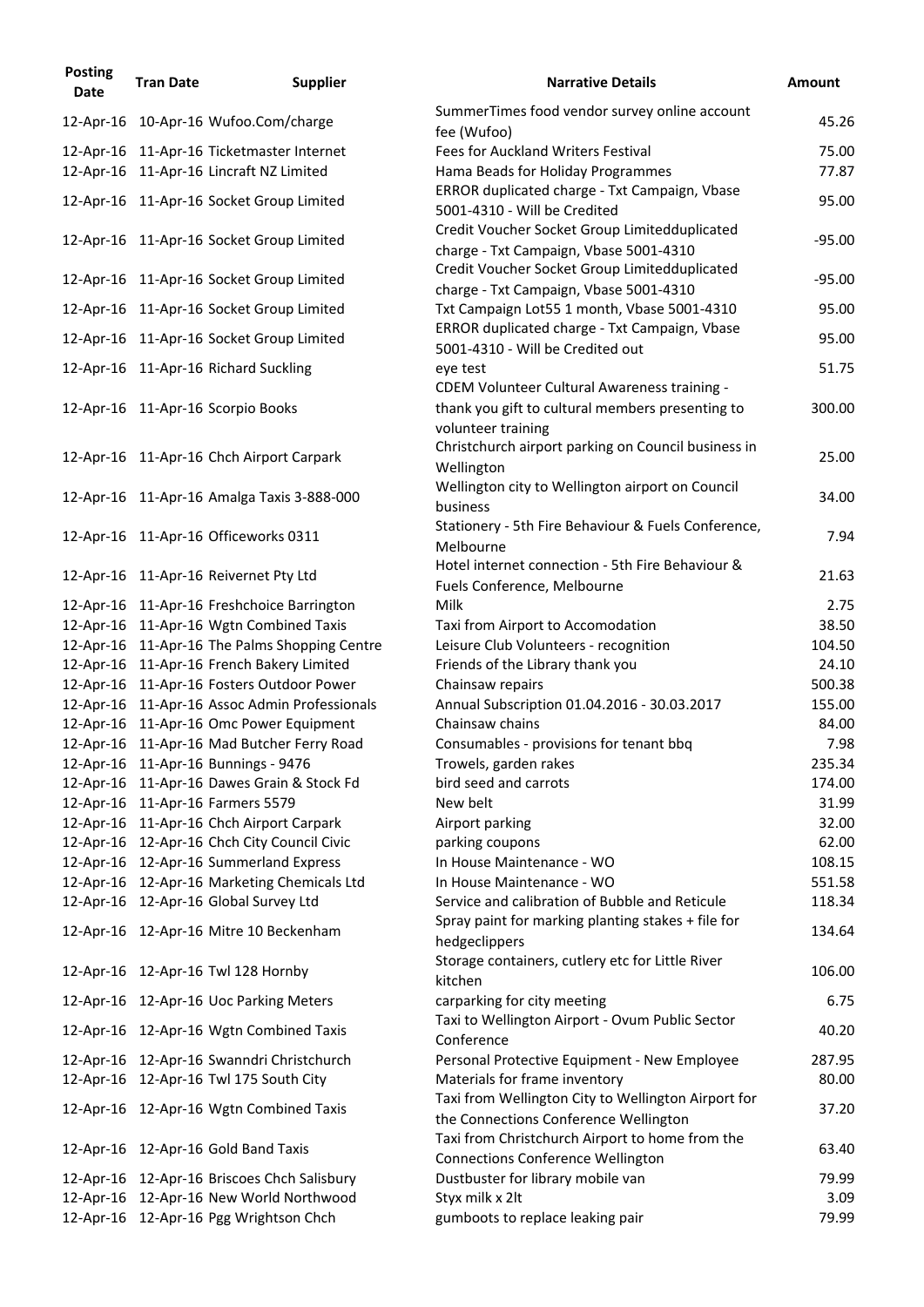| Posting Date | Tran Date | Supplier | Narrative Details | Amount |
|---|---|---|---|---|
| 12-Apr-16 | 10-Apr-16 | Wufoo.Com/charge | SummerTimes food vendor survey online account fee (Wufoo) | 45.26 |
| 12-Apr-16 | 11-Apr-16 | Ticketmaster Internet | Fees for Auckland Writers Festival | 75.00 |
| 12-Apr-16 | 11-Apr-16 | Lincraft NZ Limited | Hama Beads for Holiday Programmes | 77.87 |
| 12-Apr-16 | 11-Apr-16 | Socket Group Limited | ERROR duplicated charge - Txt Campaign, Vbase 5001-4310 - Will be Credited | 95.00 |
| 12-Apr-16 | 11-Apr-16 | Socket Group Limited | Credit Voucher Socket Group Limitedduplicated charge - Txt Campaign, Vbase 5001-4310 | -95.00 |
| 12-Apr-16 | 11-Apr-16 | Socket Group Limited | Credit Voucher Socket Group Limitedduplicated charge - Txt Campaign, Vbase 5001-4310 | -95.00 |
| 12-Apr-16 | 11-Apr-16 | Socket Group Limited | Txt Campaign Lot55 1 month, Vbase 5001-4310 | 95.00 |
| 12-Apr-16 | 11-Apr-16 | Socket Group Limited | ERROR duplicated charge - Txt Campaign, Vbase 5001-4310 - Will be Credited out | 95.00 |
| 12-Apr-16 | 11-Apr-16 | Richard Suckling | eye test | 51.75 |
| 12-Apr-16 | 11-Apr-16 | Scorpio Books | CDEM Volunteer Cultural Awareness training - thank you gift to cultural members presenting to volunteer training | 300.00 |
| 12-Apr-16 | 11-Apr-16 | Chch Airport Carpark | Christchurch airport parking on Council business in Wellington | 25.00 |
| 12-Apr-16 | 11-Apr-16 | Amalga Taxis 3-888-000 | Wellington city to Wellington airport on Council business | 34.00 |
| 12-Apr-16 | 11-Apr-16 | Officeworks 0311 | Stationery - 5th Fire Behaviour & Fuels Conference, Melbourne | 7.94 |
| 12-Apr-16 | 11-Apr-16 | Reivernet Pty Ltd | Hotel internet connection - 5th Fire Behaviour & Fuels Conference, Melbourne | 21.63 |
| 12-Apr-16 | 11-Apr-16 | Freshchoice Barrington | Milk | 2.75 |
| 12-Apr-16 | 11-Apr-16 | Wgtn Combined Taxis | Taxi from Airport to Accomodation | 38.50 |
| 12-Apr-16 | 11-Apr-16 | The Palms Shopping Centre | Leisure Club Volunteers - recognition | 104.50 |
| 12-Apr-16 | 11-Apr-16 | French Bakery Limited | Friends of the Library thank you | 24.10 |
| 12-Apr-16 | 11-Apr-16 | Fosters Outdoor Power | Chainsaw repairs | 500.38 |
| 12-Apr-16 | 11-Apr-16 | Assoc Admin Professionals | Annual Subscription 01.04.2016 - 30.03.2017 | 155.00 |
| 12-Apr-16 | 11-Apr-16 | Omc Power Equipment | Chainsaw chains | 84.00 |
| 12-Apr-16 | 11-Apr-16 | Mad Butcher Ferry Road | Consumables - provisions for tenant bbq | 7.98 |
| 12-Apr-16 | 11-Apr-16 | Bunnings - 9476 | Trowels, garden rakes | 235.34 |
| 12-Apr-16 | 11-Apr-16 | Dawes Grain & Stock Fd | bird seed and carrots | 174.00 |
| 12-Apr-16 | 11-Apr-16 | Farmers 5579 | New belt | 31.99 |
| 12-Apr-16 | 11-Apr-16 | Chch Airport Carpark | Airport parking | 32.00 |
| 12-Apr-16 | 12-Apr-16 | Chch City Council Civic | parking coupons | 62.00 |
| 12-Apr-16 | 12-Apr-16 | Summerland Express | In House Maintenance - WO | 108.15 |
| 12-Apr-16 | 12-Apr-16 | Marketing Chemicals Ltd | In House Maintenance - WO | 551.58 |
| 12-Apr-16 | 12-Apr-16 | Global Survey Ltd | Service and calibration of Bubble and Reticule | 118.34 |
| 12-Apr-16 | 12-Apr-16 | Mitre 10 Beckenham | Spray paint for marking planting stakes + file for hedgeclippers | 134.64 |
| 12-Apr-16 | 12-Apr-16 | Twl 128 Hornby | Storage containers, cutlery etc for Little River kitchen | 106.00 |
| 12-Apr-16 | 12-Apr-16 | Uoc Parking Meters | carparking for city meeting | 6.75 |
| 12-Apr-16 | 12-Apr-16 | Wgtn Combined Taxis | Taxi to Wellington Airport - Ovum Public Sector Conference | 40.20 |
| 12-Apr-16 | 12-Apr-16 | Swanndri Christchurch | Personal Protective Equipment - New Employee | 287.95 |
| 12-Apr-16 | 12-Apr-16 | Twl 175 South City | Materials for frame inventory | 80.00 |
| 12-Apr-16 | 12-Apr-16 | Wgtn Combined Taxis | Taxi from Wellington City to Wellington Airport for the Connections Conference Wellington | 37.20 |
| 12-Apr-16 | 12-Apr-16 | Gold Band Taxis | Taxi from Christchurch Airport to home from the Connections Conference Wellington | 63.40 |
| 12-Apr-16 | 12-Apr-16 | Briscoes Chch Salisbury | Dustbuster for library mobile van | 79.99 |
| 12-Apr-16 | 12-Apr-16 | New World Northwood | Styx milk x 2lt | 3.09 |
| 12-Apr-16 | 12-Apr-16 | Pgg Wrightson Chch | gumboots to replace leaking pair | 79.99 |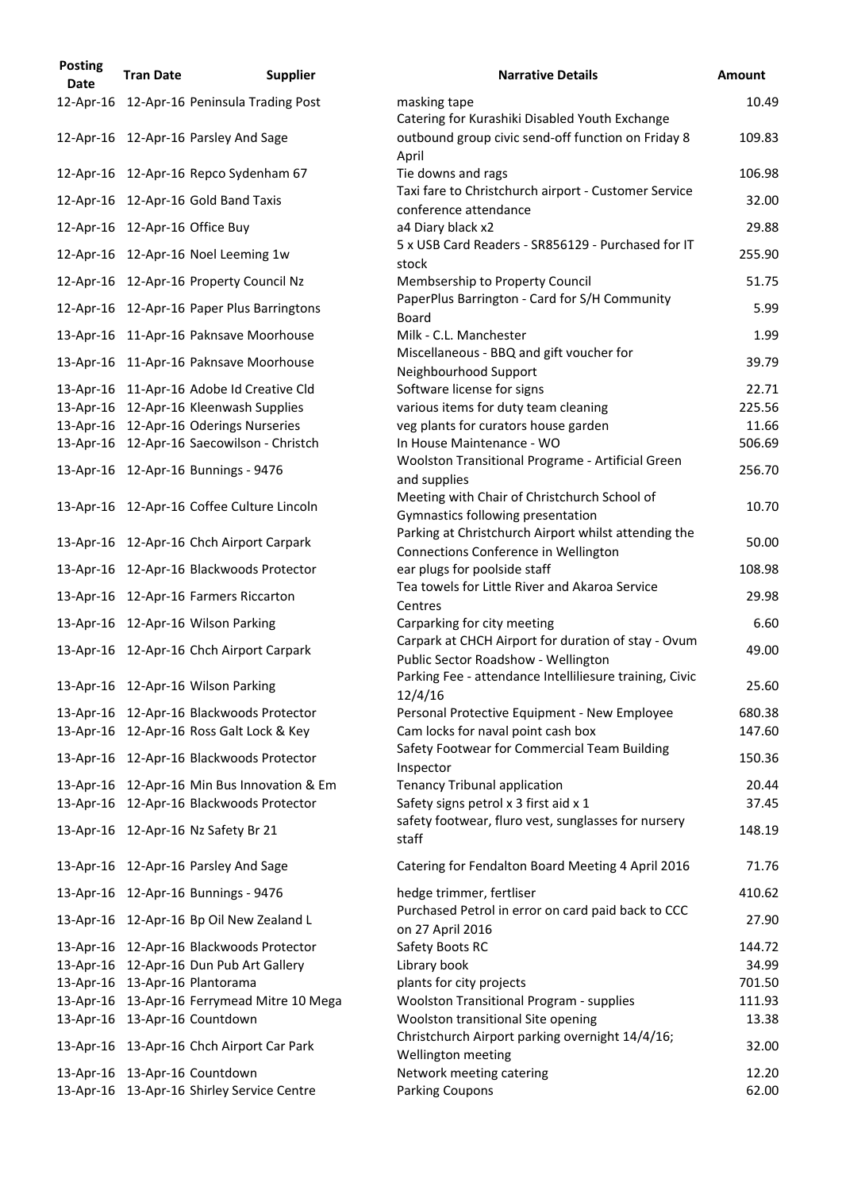| Posting Date | Tran Date | Supplier | Narrative Details | Amount |
|---|---|---|---|---|
| 12-Apr-16 | 12-Apr-16 | Peninsula Trading Post | masking tape | 10.49 |
| 12-Apr-16 | 12-Apr-16 | Parsley And Sage | Catering for Kurashiki Disabled Youth Exchange outbound group civic send-off function on Friday 8 April | 109.83 |
| 12-Apr-16 | 12-Apr-16 | Repco Sydenham 67 | Tie downs and rags | 106.98 |
| 12-Apr-16 | 12-Apr-16 | Gold Band Taxis | Taxi fare to Christchurch airport - Customer Service conference attendance | 32.00 |
| 12-Apr-16 | 12-Apr-16 | Office Buy | a4 Diary black x2 | 29.88 |
| 12-Apr-16 | 12-Apr-16 | Noel Leeming 1w | 5 x USB Card Readers - SR856129 - Purchased for IT stock | 255.90 |
| 12-Apr-16 | 12-Apr-16 | Property Council Nz | Membsership to Property Council | 51.75 |
| 12-Apr-16 | 12-Apr-16 | Paper Plus Barringtons | PaperPlus Barrington - Card for S/H Community Board | 5.99 |
| 13-Apr-16 | 11-Apr-16 | Paknsave Moorhouse | Milk - C.L. Manchester | 1.99 |
| 13-Apr-16 | 11-Apr-16 | Paknsave Moorhouse | Miscellaneous - BBQ and gift voucher for Neighbourhood Support | 39.79 |
| 13-Apr-16 | 11-Apr-16 | Adobe Id Creative Cld | Software license for signs | 22.71 |
| 13-Apr-16 | 12-Apr-16 | Kleenwash Supplies | various items for duty team cleaning | 225.56 |
| 13-Apr-16 | 12-Apr-16 | Oderings Nurseries | veg plants for curators house garden | 11.66 |
| 13-Apr-16 | 12-Apr-16 | Saecowilson - Christch | In House Maintenance - WO | 506.69 |
| 13-Apr-16 | 12-Apr-16 | Bunnings - 9476 | Woolston Transitional Programe - Artificial Green and supplies | 256.70 |
| 13-Apr-16 | 12-Apr-16 | Coffee Culture Lincoln | Meeting with Chair of Christchurch School of Gymnastics following presentation | 10.70 |
| 13-Apr-16 | 12-Apr-16 | Chch Airport Carpark | Parking at Christchurch Airport whilst attending the Connections Conference in Wellington | 50.00 |
| 13-Apr-16 | 12-Apr-16 | Blackwoods Protector | ear plugs for poolside staff | 108.98 |
| 13-Apr-16 | 12-Apr-16 | Farmers Riccarton | Tea towels for Little River and Akaroa Service Centres | 29.98 |
| 13-Apr-16 | 12-Apr-16 | Wilson Parking | Carparking for city meeting | 6.60 |
| 13-Apr-16 | 12-Apr-16 | Chch Airport Carpark | Carpark at CHCH Airport for duration of stay - Ovum Public Sector Roadshow - Wellington | 49.00 |
| 13-Apr-16 | 12-Apr-16 | Wilson Parking | Parking Fee - attendance Intelliliesure training, Civic 12/4/16 | 25.60 |
| 13-Apr-16 | 12-Apr-16 | Blackwoods Protector | Personal Protective Equipment - New Employee | 680.38 |
| 13-Apr-16 | 12-Apr-16 | Ross Galt Lock & Key | Cam locks for naval point cash box | 147.60 |
| 13-Apr-16 | 12-Apr-16 | Blackwoods Protector | Safety Footwear for Commercial Team Building Inspector | 150.36 |
| 13-Apr-16 | 12-Apr-16 | Min Bus Innovation & Em | Tenancy Tribunal application | 20.44 |
| 13-Apr-16 | 12-Apr-16 | Blackwoods Protector | Safety signs petrol x 3 first aid x 1 | 37.45 |
| 13-Apr-16 | 12-Apr-16 | Nz Safety Br 21 | safety footwear, fluro vest, sunglasses for nursery staff | 148.19 |
| 13-Apr-16 | 12-Apr-16 | Parsley And Sage | Catering for Fendalton Board Meeting 4 April 2016 | 71.76 |
| 13-Apr-16 | 12-Apr-16 | Bunnings - 9476 | hedge trimmer, fertliser | 410.62 |
| 13-Apr-16 | 12-Apr-16 | Bp Oil New Zealand L | Purchased Petrol in error on card paid back to CCC on 27 April 2016 | 27.90 |
| 13-Apr-16 | 12-Apr-16 | Blackwoods Protector | Safety Boots RC | 144.72 |
| 13-Apr-16 | 12-Apr-16 | Dun Pub Art Gallery | Library book | 34.99 |
| 13-Apr-16 | 13-Apr-16 | Plantorama | plants for city projects | 701.50 |
| 13-Apr-16 | 13-Apr-16 | Ferrymead Mitre 10 Mega | Woolston Transitional Program - supplies | 111.93 |
| 13-Apr-16 | 13-Apr-16 | Countdown | Woolston transitional Site opening | 13.38 |
| 13-Apr-16 | 13-Apr-16 | Chch Airport Car Park | Christchurch Airport parking overnight 14/4/16; Wellington meeting | 32.00 |
| 13-Apr-16 | 13-Apr-16 | Countdown | Network meeting catering | 12.20 |
| 13-Apr-16 | 13-Apr-16 | Shirley Service Centre | Parking Coupons | 62.00 |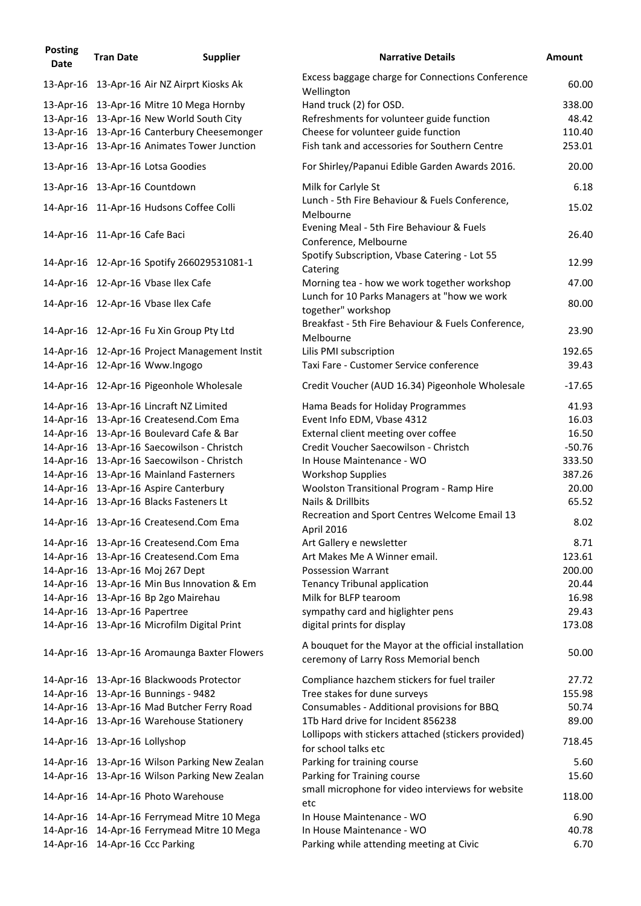| Posting Date | Tran Date | Supplier | Narrative Details | Amount |
| --- | --- | --- | --- | --- |
| 13-Apr-16 | 13-Apr-16 | Air NZ Airprt Kiosks Ak | Excess baggage charge for Connections Conference Wellington | 60.00 |
| 13-Apr-16 | 13-Apr-16 | Mitre 10 Mega Hornby | Hand truck (2) for OSD. | 338.00 |
| 13-Apr-16 | 13-Apr-16 | New World South City | Refreshments for volunteer guide function | 48.42 |
| 13-Apr-16 | 13-Apr-16 | Canterbury Cheesemonger | Cheese for volunteer guide function | 110.40 |
| 13-Apr-16 | 13-Apr-16 | Animates Tower Junction | Fish tank and accessories for Southern Centre | 253.01 |
| 13-Apr-16 | 13-Apr-16 | Lotsa Goodies | For Shirley/Papanui Edible Garden Awards 2016. | 20.00 |
| 13-Apr-16 | 13-Apr-16 | Countdown | Milk for Carlyle St | 6.18 |
| 14-Apr-16 | 11-Apr-16 | Hudsons Coffee Colli | Lunch - 5th Fire Behaviour & Fuels Conference, Melbourne | 15.02 |
| 14-Apr-16 | 11-Apr-16 | Cafe Baci | Evening Meal - 5th Fire Behaviour & Fuels Conference, Melbourne | 26.40 |
| 14-Apr-16 | 12-Apr-16 | Spotify 266029531081-1 | Spotify Subscription, Vbase Catering - Lot 55 Catering | 12.99 |
| 14-Apr-16 | 12-Apr-16 | Vbase Ilex Cafe | Morning tea - how we work together workshop | 47.00 |
| 14-Apr-16 | 12-Apr-16 | Vbase Ilex Cafe | Lunch for 10 Parks Managers at "how we work together" workshop | 80.00 |
| 14-Apr-16 | 12-Apr-16 | Fu Xin Group Pty Ltd | Breakfast - 5th Fire Behaviour & Fuels Conference, Melbourne | 23.90 |
| 14-Apr-16 | 12-Apr-16 | Project Management Instit | Lilis PMI subscription | 192.65 |
| 14-Apr-16 | 12-Apr-16 | Www.Ingogo | Taxi Fare - Customer Service conference | 39.43 |
| 14-Apr-16 | 12-Apr-16 | Pigeonhole Wholesale | Credit Voucher (AUD 16.34) Pigeonhole Wholesale | -17.65 |
| 14-Apr-16 | 13-Apr-16 | Lincraft NZ Limited | Hama Beads for Holiday Programmes | 41.93 |
| 14-Apr-16 | 13-Apr-16 | Createsend.Com Ema | Event Info EDM, Vbase 4312 | 16.03 |
| 14-Apr-16 | 13-Apr-16 | Boulevard Cafe & Bar | External client meeting over coffee | 16.50 |
| 14-Apr-16 | 13-Apr-16 | Saecowilson - Christch | Credit Voucher Saecowilson - Christch | -50.76 |
| 14-Apr-16 | 13-Apr-16 | Saecowilson - Christch | In House Maintenance - WO | 333.50 |
| 14-Apr-16 | 13-Apr-16 | Mainland Fasterners | Workshop Supplies | 387.26 |
| 14-Apr-16 | 13-Apr-16 | Aspire Canterbury | Woolston Transitional Program - Ramp Hire | 20.00 |
| 14-Apr-16 | 13-Apr-16 | Blacks Fasteners Lt | Nails & Drillbits | 65.52 |
| 14-Apr-16 | 13-Apr-16 | Createsend.Com Ema | Recreation and Sport Centres Welcome Email 13 April 2016 | 8.02 |
| 14-Apr-16 | 13-Apr-16 | Createsend.Com Ema | Art Gallery e newsletter | 8.71 |
| 14-Apr-16 | 13-Apr-16 | Createsend.Com Ema | Art Makes Me A Winner email. | 123.61 |
| 14-Apr-16 | 13-Apr-16 | Moj 267 Dept | Possession Warrant | 200.00 |
| 14-Apr-16 | 13-Apr-16 | Min Bus Innovation & Em | Tenancy Tribunal application | 20.44 |
| 14-Apr-16 | 13-Apr-16 | Bp 2go Mairehau | Milk for BLFP tearoom | 16.98 |
| 14-Apr-16 | 13-Apr-16 | Papertree | sympathy card and higlighter pens | 29.43 |
| 14-Apr-16 | 13-Apr-16 | Microfilm Digital Print | digital prints for display | 173.08 |
| 14-Apr-16 | 13-Apr-16 | Aromaunga Baxter Flowers | A bouquet for the Mayor at the official installation ceremony of Larry Ross Memorial bench | 50.00 |
| 14-Apr-16 | 13-Apr-16 | Blackwoods Protector | Compliance hazchem stickers for fuel trailer | 27.72 |
| 14-Apr-16 | 13-Apr-16 | Bunnings - 9482 | Tree stakes for dune surveys | 155.98 |
| 14-Apr-16 | 13-Apr-16 | Mad Butcher Ferry Road | Consumables - Additional provisions for BBQ | 50.74 |
| 14-Apr-16 | 13-Apr-16 | Warehouse Stationery | 1Tb Hard drive for Incident 856238 | 89.00 |
| 14-Apr-16 | 13-Apr-16 | Lollyshop | Lollipops with stickers attached (stickers provided) for school talks etc | 718.45 |
| 14-Apr-16 | 13-Apr-16 | Wilson Parking New Zealan | Parking for training course | 5.60 |
| 14-Apr-16 | 13-Apr-16 | Wilson Parking New Zealan | Parking for Training course | 15.60 |
| 14-Apr-16 | 14-Apr-16 | Photo Warehouse | small microphone for video interviews for website etc | 118.00 |
| 14-Apr-16 | 14-Apr-16 | Ferrymead Mitre 10 Mega | In House Maintenance - WO | 6.90 |
| 14-Apr-16 | 14-Apr-16 | Ferrymead Mitre 10 Mega | In House Maintenance - WO | 40.78 |
| 14-Apr-16 | 14-Apr-16 | Ccc Parking | Parking while attending meeting at Civic | 6.70 |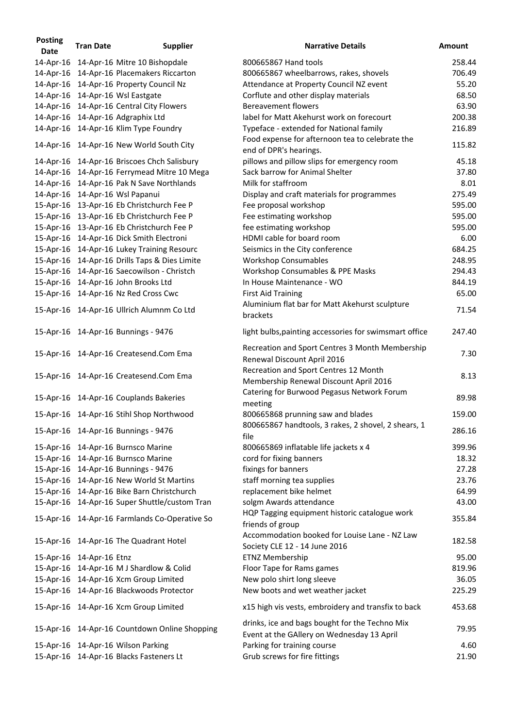| Posting Date | Tran Date | Supplier | Narrative Details | Amount |
|---|---|---|---|---|
| 14-Apr-16 | 14-Apr-16 | Mitre 10 Bishopdale | 800665867 Hand tools | 258.44 |
| 14-Apr-16 | 14-Apr-16 | Placemakers Riccarton | 800665867 wheelbarrows, rakes, shovels | 706.49 |
| 14-Apr-16 | 14-Apr-16 | Property Council Nz | Attendance at Property Council NZ event | 55.20 |
| 14-Apr-16 | 14-Apr-16 | Wsl Eastgate | Corflute and other display materials | 68.50 |
| 14-Apr-16 | 14-Apr-16 | Central City Flowers | Bereavement flowers | 63.90 |
| 14-Apr-16 | 14-Apr-16 | Adgraphix Ltd | label for Matt Akehurst work on forecourt | 200.38 |
| 14-Apr-16 | 14-Apr-16 | Klim Type Foundry | Typeface - extended for National family | 216.89 |
| 14-Apr-16 | 14-Apr-16 | New World South City | Food expense for afternoon tea to celebrate the end of DPR's hearings. | 115.82 |
| 14-Apr-16 | 14-Apr-16 | Briscoes Chch Salisbury | pillows and pillow slips for emergency room | 45.18 |
| 14-Apr-16 | 14-Apr-16 | Ferrymead Mitre 10 Mega | Sack barrow for Animal Shelter | 37.80 |
| 14-Apr-16 | 14-Apr-16 | Pak N Save Northlands | Milk for staffroom | 8.01 |
| 14-Apr-16 | 14-Apr-16 | Wsl Papanui | Display and craft materials for programmes | 275.49 |
| 15-Apr-16 | 13-Apr-16 | Eb Christchurch Fee P | Fee proposal workshop | 595.00 |
| 15-Apr-16 | 13-Apr-16 | Eb Christchurch Fee P | Fee estimating workshop | 595.00 |
| 15-Apr-16 | 13-Apr-16 | Eb Christchurch Fee P | fee estimating workshop | 595.00 |
| 15-Apr-16 | 14-Apr-16 | Dick Smith Electroni | HDMI cable for board room | 6.00 |
| 15-Apr-16 | 14-Apr-16 | Lukey Training Resourc | Seismics in the City conference | 684.25 |
| 15-Apr-16 | 14-Apr-16 | Drills Taps & Dies Limite | Workshop Consumables | 248.95 |
| 15-Apr-16 | 14-Apr-16 | Saecowilson - Christch | Workshop Consumables & PPE Masks | 294.43 |
| 15-Apr-16 | 14-Apr-16 | John Brooks Ltd | In House Maintenance - WO | 844.19 |
| 15-Apr-16 | 14-Apr-16 | Nz Red Cross Cwc | First Aid Training | 65.00 |
| 15-Apr-16 | 14-Apr-16 | Ullrich Alumnm Co Ltd | Aluminium flat bar for Matt Akehurst sculpture brackets | 71.54 |
| 15-Apr-16 | 14-Apr-16 | Bunnings - 9476 | light bulbs,painting accessories for swimsmart office | 247.40 |
| 15-Apr-16 | 14-Apr-16 | Createsend.Com Ema | Recreation and Sport Centres 3 Month Membership Renewal Discount April 2016 | 7.30 |
| 15-Apr-16 | 14-Apr-16 | Createsend.Com Ema | Recreation and Sport Centres 12 Month Membership Renewal Discount April 2016 | 8.13 |
| 15-Apr-16 | 14-Apr-16 | Couplands Bakeries | Catering for Burwood Pegasus Network Forum meeting | 89.98 |
| 15-Apr-16 | 14-Apr-16 | Stihl Shop Northwood | 800665868 prunning saw and blades | 159.00 |
| 15-Apr-16 | 14-Apr-16 | Bunnings - 9476 | 800665867 handtools, 3 rakes, 2 shovel, 2 shears, 1 file | 286.16 |
| 15-Apr-16 | 14-Apr-16 | Burnsco Marine | 800665869 inflatable life jackets x 4 | 399.96 |
| 15-Apr-16 | 14-Apr-16 | Burnsco Marine | cord for fixing banners | 18.32 |
| 15-Apr-16 | 14-Apr-16 | Bunnings - 9476 | fixings for banners | 27.28 |
| 15-Apr-16 | 14-Apr-16 | New World St Martins | staff morning tea supplies | 23.76 |
| 15-Apr-16 | 14-Apr-16 | Bike Barn Christchurch | replacement bike helmet | 64.99 |
| 15-Apr-16 | 14-Apr-16 | Super Shuttle/custom Tran | solgm Awards attendance | 43.00 |
| 15-Apr-16 | 14-Apr-16 | Farmlands Co-Operative So | HQP Tagging equipment historic catalogue work friends of group | 355.84 |
| 15-Apr-16 | 14-Apr-16 | The Quadrant Hotel | Accommodation booked for Louise Lane - NZ Law Society CLE 12 - 14 June 2016 | 182.58 |
| 15-Apr-16 | 14-Apr-16 | Etnz | ETNZ Membership | 95.00 |
| 15-Apr-16 | 14-Apr-16 | M J Shardlow & Colid | Floor Tape for Rams games | 819.96 |
| 15-Apr-16 | 14-Apr-16 | Xcm Group Limited | New polo shirt long sleeve | 36.05 |
| 15-Apr-16 | 14-Apr-16 | Blackwoods Protector | New boots and wet weather jacket | 225.29 |
| 15-Apr-16 | 14-Apr-16 | Xcm Group Limited | x15 high vis vests, embroidery and transfix to back | 453.68 |
| 15-Apr-16 | 14-Apr-16 | Countdown Online Shopping | drinks, ice and bags bought for the Techno Mix Event at the GAllery on Wednesday 13 April | 79.95 |
| 15-Apr-16 | 14-Apr-16 | Wilson Parking | Parking for training course | 4.60 |
| 15-Apr-16 | 14-Apr-16 | Blacks Fasteners Lt | Grub screws for fire fittings | 21.90 |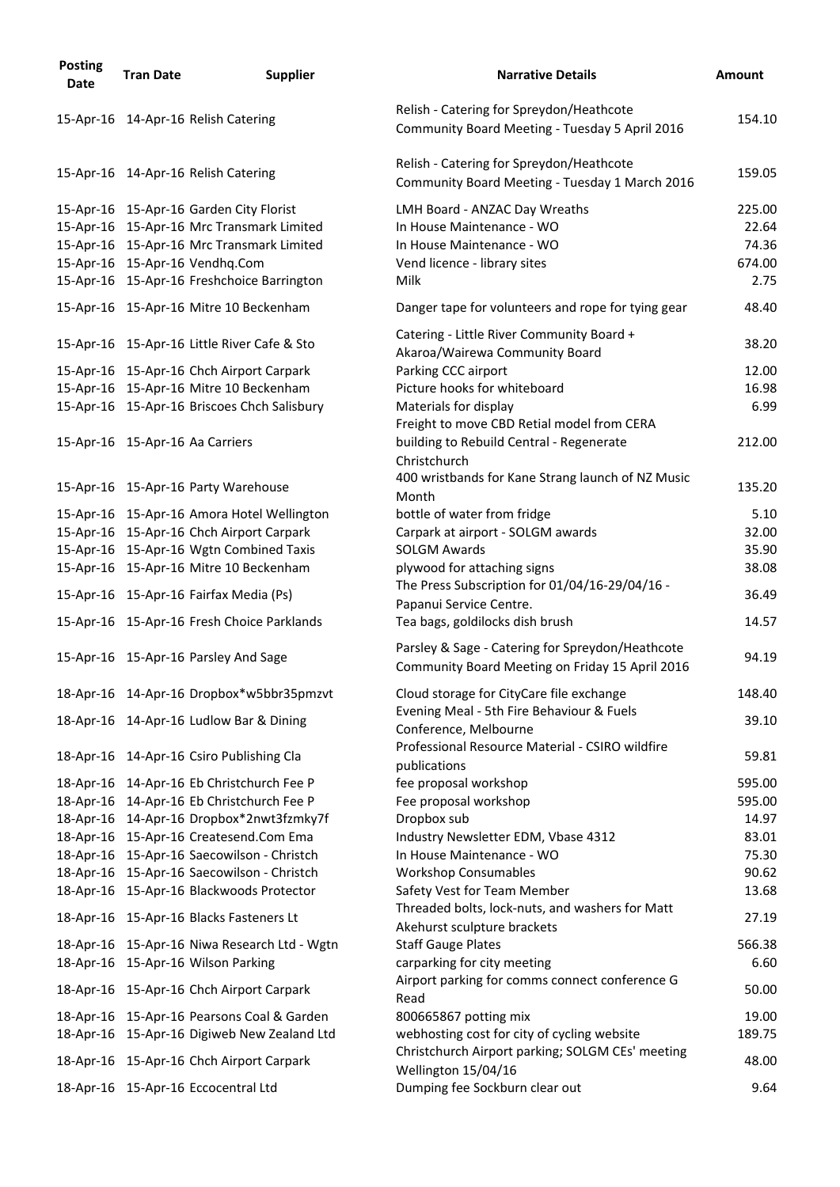| Posting Date | Tran Date | Supplier | Narrative Details | Amount |
|---|---|---|---|---|
| 15-Apr-16 | 14-Apr-16 | Relish Catering | Relish - Catering for Spreydon/Heathcote Community Board Meeting - Tuesday 5 April 2016 | 154.10 |
| 15-Apr-16 | 14-Apr-16 | Relish Catering | Relish - Catering for Spreydon/Heathcote Community Board Meeting - Tuesday 1 March 2016 | 159.05 |
| 15-Apr-16 | 15-Apr-16 | Garden City Florist | LMH Board - ANZAC Day Wreaths | 225.00 |
| 15-Apr-16 | 15-Apr-16 | Mrc Transmark Limited | In House Maintenance - WO | 22.64 |
| 15-Apr-16 | 15-Apr-16 | Mrc Transmark Limited | In House Maintenance - WO | 74.36 |
| 15-Apr-16 | 15-Apr-16 | Vendhq.Com | Vend licence - library sites | 674.00 |
| 15-Apr-16 | 15-Apr-16 | Freshchoice Barrington | Milk | 2.75 |
| 15-Apr-16 | 15-Apr-16 | Mitre 10 Beckenham | Danger tape for volunteers and rope for tying gear | 48.40 |
| 15-Apr-16 | 15-Apr-16 | Little River Cafe & Sto | Catering - Little River Community Board + Akaroa/Wairewa Community Board | 38.20 |
| 15-Apr-16 | 15-Apr-16 | Chch Airport Carpark | Parking CCC airport | 12.00 |
| 15-Apr-16 | 15-Apr-16 | Mitre 10 Beckenham | Picture hooks for whiteboard | 16.98 |
| 15-Apr-16 | 15-Apr-16 | Briscoes Chch Salisbury | Materials for display | 6.99 |
| 15-Apr-16 | 15-Apr-16 | Aa Carriers | Freight to move CBD Retial model from CERA building to Rebuild Central - Regenerate Christchurch | 212.00 |
| 15-Apr-16 | 15-Apr-16 | Party Warehouse | 400 wristbands for Kane Strang launch of NZ Music Month | 135.20 |
| 15-Apr-16 | 15-Apr-16 | Amora Hotel Wellington | bottle of water from fridge | 5.10 |
| 15-Apr-16 | 15-Apr-16 | Chch Airport Carpark | Carpark at airport - SOLGM awards | 32.00 |
| 15-Apr-16 | 15-Apr-16 | Wgtn Combined Taxis | SOLGM Awards | 35.90 |
| 15-Apr-16 | 15-Apr-16 | Mitre 10 Beckenham | plywood for attaching signs | 38.08 |
| 15-Apr-16 | 15-Apr-16 | Fairfax Media (Ps) | The Press Subscription for 01/04/16-29/04/16 - Papanui Service Centre. | 36.49 |
| 15-Apr-16 | 15-Apr-16 | Fresh Choice Parklands | Tea bags, goldilocks dish brush | 14.57 |
| 15-Apr-16 | 15-Apr-16 | Parsley And Sage | Parsley & Sage - Catering for Spreydon/Heathcote Community Board Meeting on Friday 15 April 2016 | 94.19 |
| 18-Apr-16 | 14-Apr-16 | Dropbox*w5bbr35pmzvt | Cloud storage for CityCare file exchange | 148.40 |
| 18-Apr-16 | 14-Apr-16 | Ludlow Bar & Dining | Evening Meal - 5th Fire Behaviour & Fuels Conference, Melbourne | 39.10 |
| 18-Apr-16 | 14-Apr-16 | Csiro Publishing Cla | Professional Resource Material - CSIRO wildfire publications | 59.81 |
| 18-Apr-16 | 14-Apr-16 | Eb Christchurch Fee P | fee proposal workshop | 595.00 |
| 18-Apr-16 | 14-Apr-16 | Eb Christchurch Fee P | Fee proposal workshop | 595.00 |
| 18-Apr-16 | 14-Apr-16 | Dropbox*2nwt3fzmky7f | Dropbox sub | 14.97 |
| 18-Apr-16 | 15-Apr-16 | Createsend.Com Ema | Industry Newsletter EDM, Vbase 4312 | 83.01 |
| 18-Apr-16 | 15-Apr-16 | Saecowilson - Christch | In House Maintenance - WO | 75.30 |
| 18-Apr-16 | 15-Apr-16 | Saecowilson - Christch | Workshop Consumables | 90.62 |
| 18-Apr-16 | 15-Apr-16 | Blackwoods Protector | Safety Vest for Team Member | 13.68 |
| 18-Apr-16 | 15-Apr-16 | Blacks Fasteners Lt | Threaded bolts, lock-nuts, and washers for Matt Akehurst sculpture brackets | 27.19 |
| 18-Apr-16 | 15-Apr-16 | Niwa Research Ltd - Wgtn | Staff Gauge Plates | 566.38 |
| 18-Apr-16 | 15-Apr-16 | Wilson Parking | carparking for city meeting | 6.60 |
| 18-Apr-16 | 15-Apr-16 | Chch Airport Carpark | Airport parking for comms connect conference G Read | 50.00 |
| 18-Apr-16 | 15-Apr-16 | Pearsons Coal & Garden | 800665867 potting mix | 19.00 |
| 18-Apr-16 | 15-Apr-16 | Digiweb New Zealand Ltd | webhosting cost for city of cycling website | 189.75 |
| 18-Apr-16 | 15-Apr-16 | Chch Airport Carpark | Christchurch Airport parking; SOLGM CEs' meeting Wellington 15/04/16 | 48.00 |
| 18-Apr-16 | 15-Apr-16 | Eccocentral Ltd | Dumping fee Sockburn clear out | 9.64 |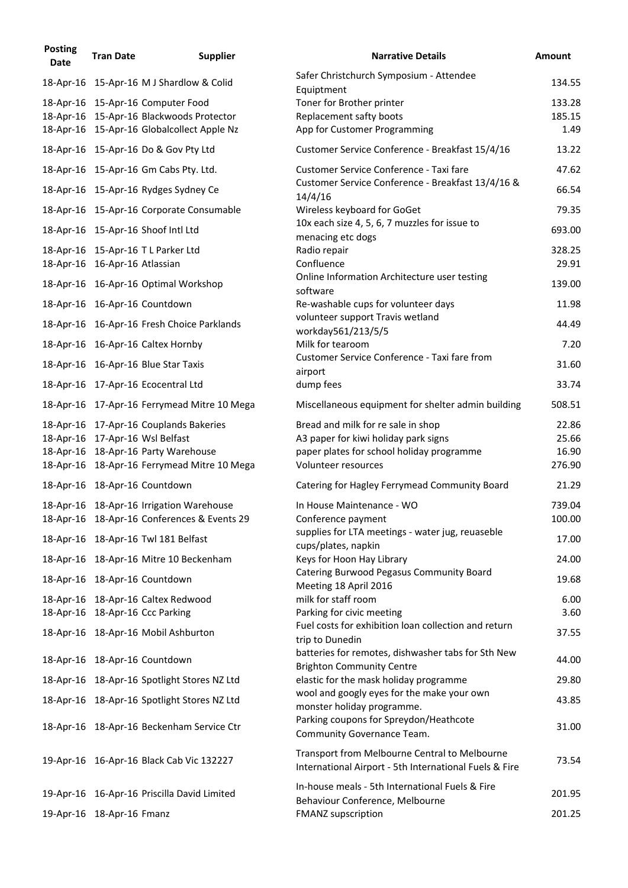| Posting Date | Tran Date | Supplier | Narrative Details | Amount |
|---|---|---|---|---|
| 18-Apr-16 | 15-Apr-16 | M J Shardlow & Colid | Safer Christchurch Symposium - Attendee Equiptment | 134.55 |
| 18-Apr-16 | 15-Apr-16 | Computer Food | Toner for Brother printer | 133.28 |
| 18-Apr-16 | 15-Apr-16 | Blackwoods Protector | Replacement safty boots | 185.15 |
| 18-Apr-16 | 15-Apr-16 | Globalcollect Apple Nz | App for Customer Programming | 1.49 |
| 18-Apr-16 | 15-Apr-16 | Do & Gov Pty Ltd | Customer Service Conference - Breakfast 15/4/16 | 13.22 |
| 18-Apr-16 | 15-Apr-16 | Gm Cabs Pty. Ltd. | Customer Service Conference - Taxi fare | 47.62 |
| 18-Apr-16 | 15-Apr-16 | Rydges Sydney Ce | Customer Service Conference - Breakfast 13/4/16 & 14/4/16 | 66.54 |
| 18-Apr-16 | 15-Apr-16 | Corporate Consumable | Wireless keyboard for GoGet | 79.35 |
| 18-Apr-16 | 15-Apr-16 | Shoof Intl Ltd | 10x each size 4, 5, 6, 7 muzzles for issue to menacing etc dogs | 693.00 |
| 18-Apr-16 | 15-Apr-16 | T L Parker Ltd | Radio repair | 328.25 |
| 18-Apr-16 | 16-Apr-16 | Atlassian | Confluence | 29.91 |
| 18-Apr-16 | 16-Apr-16 | Optimal Workshop | Online Information Architecture user testing software | 139.00 |
| 18-Apr-16 | 16-Apr-16 | Countdown | Re-washable cups for volunteer days | 11.98 |
| 18-Apr-16 | 16-Apr-16 | Fresh Choice Parklands | volunteer support Travis wetland workday561/213/5/5 | 44.49 |
| 18-Apr-16 | 16-Apr-16 | Caltex Hornby | Milk for tearoom | 7.20 |
| 18-Apr-16 | 16-Apr-16 | Blue Star Taxis | Customer Service Conference - Taxi fare from airport | 31.60 |
| 18-Apr-16 | 17-Apr-16 | Ecocentral Ltd | dump fees | 33.74 |
| 18-Apr-16 | 17-Apr-16 | Ferrymead Mitre 10 Mega | Miscellaneous equipment for shelter admin building | 508.51 |
| 18-Apr-16 | 17-Apr-16 | Couplands Bakeries | Bread and milk for re sale in shop | 22.86 |
| 18-Apr-16 | 17-Apr-16 | Wsl Belfast | A3 paper for kiwi holiday park signs | 25.66 |
| 18-Apr-16 | 18-Apr-16 | Party Warehouse | paper plates for school holiday programme | 16.90 |
| 18-Apr-16 | 18-Apr-16 | Ferrymead Mitre 10 Mega | Volunteer resources | 276.90 |
| 18-Apr-16 | 18-Apr-16 | Countdown | Catering for Hagley Ferrymead Community Board | 21.29 |
| 18-Apr-16 | 18-Apr-16 | Irrigation Warehouse | In House Maintenance - WO | 739.04 |
| 18-Apr-16 | 18-Apr-16 | Conferences & Events 29 | Conference payment | 100.00 |
| 18-Apr-16 | 18-Apr-16 | Twl 181 Belfast | supplies for LTA meetings - water jug, reuaseble cups/plates, napkin | 17.00 |
| 18-Apr-16 | 18-Apr-16 | Mitre 10 Beckenham | Keys for Hoon Hay Library | 24.00 |
| 18-Apr-16 | 18-Apr-16 | Countdown | Catering Burwood Pegasus Community Board Meeting 18 April 2016 | 19.68 |
| 18-Apr-16 | 18-Apr-16 | Caltex Redwood | milk for staff room | 6.00 |
| 18-Apr-16 | 18-Apr-16 | Ccc Parking | Parking for civic meeting | 3.60 |
| 18-Apr-16 | 18-Apr-16 | Mobil Ashburton | Fuel costs for exhibition loan collection and return trip to Dunedin | 37.55 |
| 18-Apr-16 | 18-Apr-16 | Countdown | batteries for remotes, dishwasher tabs for Sth New Brighton Community Centre | 44.00 |
| 18-Apr-16 | 18-Apr-16 | Spotlight Stores NZ Ltd | elastic for the mask holiday programme | 29.80 |
| 18-Apr-16 | 18-Apr-16 | Spotlight Stores NZ Ltd | wool and googly eyes for the make your own monster holiday programme. | 43.85 |
| 18-Apr-16 | 18-Apr-16 | Beckenham Service Ctr | Parking coupons for Spreydon/Heathcote Community Governance Team. | 31.00 |
| 19-Apr-16 | 16-Apr-16 | Black Cab Vic 132227 | Transport from Melbourne Central to Melbourne International Airport - 5th International Fuels & Fire | 73.54 |
| 19-Apr-16 | 16-Apr-16 | Priscilla David Limited | In-house meals - 5th International Fuels & Fire Behaviour Conference, Melbourne | 201.95 |
| 19-Apr-16 | 18-Apr-16 | Fmanz | FMANZ supscription | 201.25 |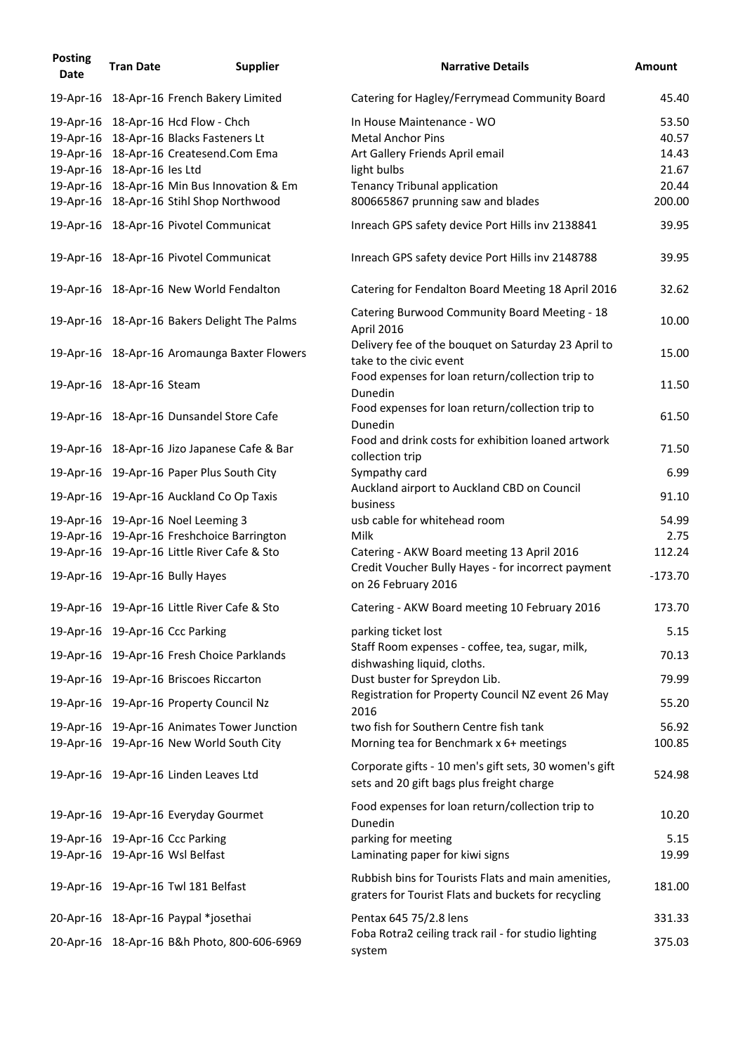| Posting Date | Tran Date | Supplier | Narrative Details | Amount |
|---|---|---|---|---|
| 19-Apr-16 | 18-Apr-16 | French Bakery Limited | Catering for Hagley/Ferrymead Community Board | 45.40 |
| 19-Apr-16 | 18-Apr-16 | Hcd Flow - Chch | In House Maintenance - WO | 53.50 |
| 19-Apr-16 | 18-Apr-16 | Blacks Fasteners Lt | Metal Anchor Pins | 40.57 |
| 19-Apr-16 | 18-Apr-16 | Createsend.Com Ema | Art Gallery Friends April email | 14.43 |
| 19-Apr-16 | 18-Apr-16 | Ies Ltd | light bulbs | 21.67 |
| 19-Apr-16 | 18-Apr-16 | Min Bus Innovation & Em | Tenancy Tribunal application | 20.44 |
| 19-Apr-16 | 18-Apr-16 | Stihl Shop Northwood | 800665867 prunning saw and blades | 200.00 |
| 19-Apr-16 | 18-Apr-16 | Pivotel Communicat | Inreach GPS safety device Port Hills inv 2138841 | 39.95 |
| 19-Apr-16 | 18-Apr-16 | Pivotel Communicat | Inreach GPS safety device Port Hills inv 2148788 | 39.95 |
| 19-Apr-16 | 18-Apr-16 | New World Fendalton | Catering for Fendalton Board Meeting 18 April 2016 | 32.62 |
| 19-Apr-16 | 18-Apr-16 | Bakers Delight The Palms | Catering Burwood Community Board Meeting - 18 April 2016 | 10.00 |
| 19-Apr-16 | 18-Apr-16 | Aromaunga Baxter Flowers | Delivery fee of the bouquet on Saturday 23 April to take to the civic event | 15.00 |
| 19-Apr-16 | 18-Apr-16 | Steam | Food expenses for loan return/collection trip to Dunedin | 11.50 |
| 19-Apr-16 | 18-Apr-16 | Dunsandel Store Cafe | Food expenses for loan return/collection trip to Dunedin | 61.50 |
| 19-Apr-16 | 18-Apr-16 | Jizo Japanese Cafe & Bar | Food and drink costs for exhibition loaned artwork collection trip | 71.50 |
| 19-Apr-16 | 19-Apr-16 | Paper Plus South City | Sympathy card | 6.99 |
| 19-Apr-16 | 19-Apr-16 | Auckland Co Op Taxis | Auckland airport to Auckland CBD on Council business | 91.10 |
| 19-Apr-16 | 19-Apr-16 | Noel Leeming 3 | usb cable for whitehead room | 54.99 |
| 19-Apr-16 | 19-Apr-16 | Freshchoice Barrington | Milk | 2.75 |
| 19-Apr-16 | 19-Apr-16 | Little River Cafe & Sto | Catering - AKW Board meeting 13 April 2016 | 112.24 |
| 19-Apr-16 | 19-Apr-16 | Bully Hayes | Credit Voucher Bully Hayes - for incorrect payment on 26 February 2016 | -173.70 |
| 19-Apr-16 | 19-Apr-16 | Little River Cafe & Sto | Catering - AKW Board meeting 10 February 2016 | 173.70 |
| 19-Apr-16 | 19-Apr-16 | Ccc Parking | parking ticket lost | 5.15 |
| 19-Apr-16 | 19-Apr-16 | Fresh Choice Parklands | Staff Room expenses - coffee, tea, sugar, milk, dishwashing liquid, cloths. | 70.13 |
| 19-Apr-16 | 19-Apr-16 | Briscoes Riccarton | Dust buster for Spreydon Lib. | 79.99 |
| 19-Apr-16 | 19-Apr-16 | Property Council Nz | Registration for Property Council NZ event 26 May 2016 | 55.20 |
| 19-Apr-16 | 19-Apr-16 | Animates Tower Junction | two fish for Southern Centre fish tank | 56.92 |
| 19-Apr-16 | 19-Apr-16 | New World South City | Morning tea for Benchmark x 6+ meetings | 100.85 |
| 19-Apr-16 | 19-Apr-16 | Linden Leaves Ltd | Corporate gifts - 10 men's gift sets, 30 women's gift sets and 20 gift bags plus freight charge | 524.98 |
| 19-Apr-16 | 19-Apr-16 | Everyday Gourmet | Food expenses for loan return/collection trip to Dunedin | 10.20 |
| 19-Apr-16 | 19-Apr-16 | Ccc Parking | parking for meeting | 5.15 |
| 19-Apr-16 | 19-Apr-16 | Wsl Belfast | Laminating paper for kiwi signs | 19.99 |
| 19-Apr-16 | 19-Apr-16 | Twl 181 Belfast | Rubbish bins for Tourists Flats and main amenities, graters for Tourist Flats and buckets for recycling | 181.00 |
| 20-Apr-16 | 18-Apr-16 | Paypal *josethai | Pentax 645 75/2.8 lens | 331.33 |
| 20-Apr-16 | 18-Apr-16 | B&h Photo, 800-606-6969 | Foba Rotra2 ceiling track rail - for studio lighting system | 375.03 |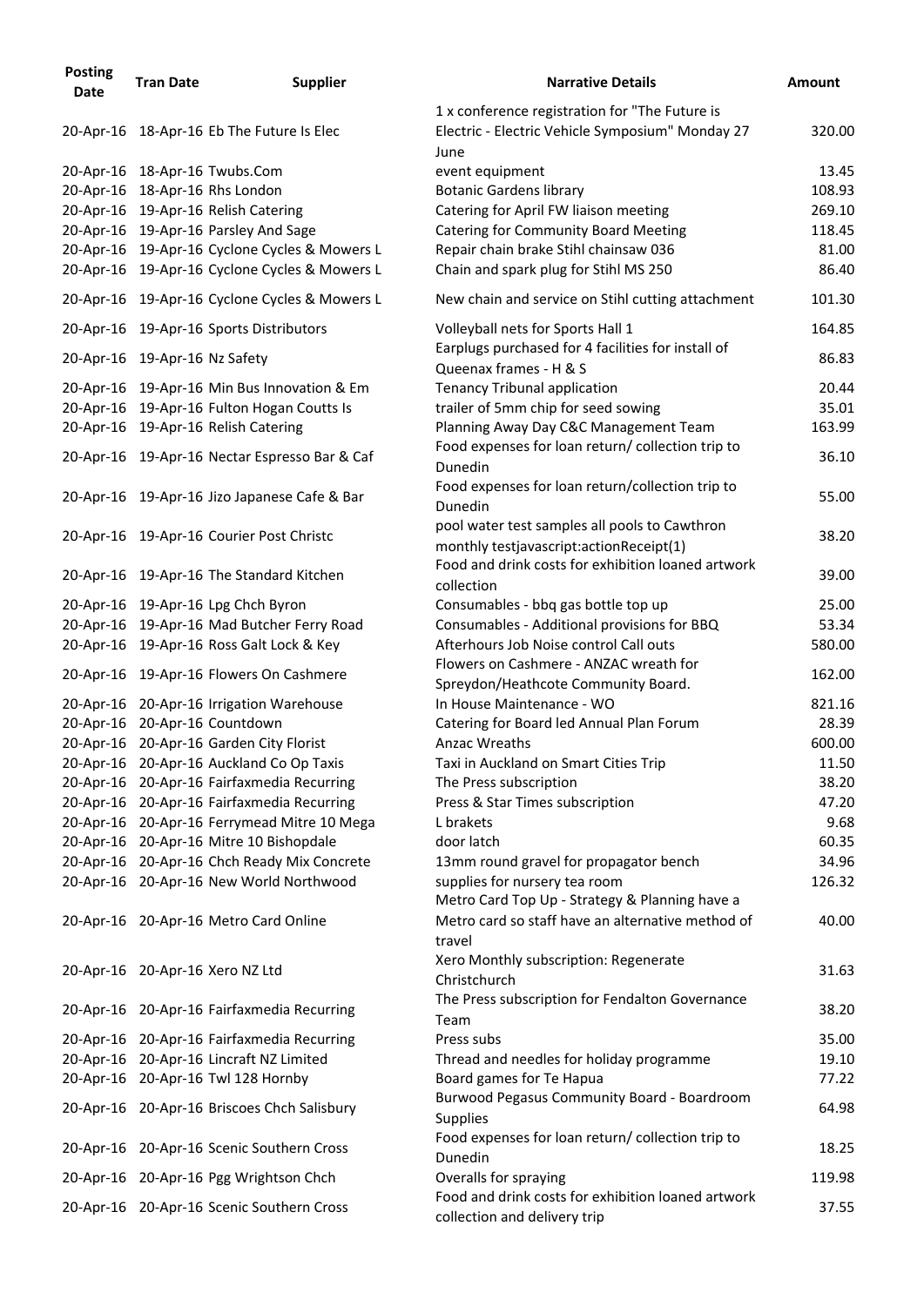| Posting Date | Tran Date | Supplier | Narrative Details | Amount |
|---|---|---|---|---|
| 20-Apr-16 | 18-Apr-16 | Eb The Future Is Elec | 1 x conference registration for "The Future is Electric - Electric Vehicle Symposium" Monday 27 June | 320.00 |
| 20-Apr-16 | 18-Apr-16 | Twubs.Com | event equipment | 13.45 |
| 20-Apr-16 | 18-Apr-16 | Rhs London | Botanic Gardens library | 108.93 |
| 20-Apr-16 | 19-Apr-16 | Relish Catering | Catering for April FW liaison meeting | 269.10 |
| 20-Apr-16 | 19-Apr-16 | Parsley And Sage | Catering for Community Board Meeting | 118.45 |
| 20-Apr-16 | 19-Apr-16 | Cyclone Cycles & Mowers L | Repair chain brake Stihl chainsaw 036 | 81.00 |
| 20-Apr-16 | 19-Apr-16 | Cyclone Cycles & Mowers L | Chain and spark plug for Stihl MS 250 | 86.40 |
| 20-Apr-16 | 19-Apr-16 | Cyclone Cycles & Mowers L | New chain and service on Stihl cutting attachment | 101.30 |
| 20-Apr-16 | 19-Apr-16 | Sports Distributors | Volleyball nets for Sports Hall 1 | 164.85 |
| 20-Apr-16 | 19-Apr-16 | Nz Safety | Earplugs purchased for 4 facilities for install of Queenax frames - H & S | 86.83 |
| 20-Apr-16 | 19-Apr-16 | Min Bus Innovation & Em | Tenancy Tribunal application | 20.44 |
| 20-Apr-16 | 19-Apr-16 | Fulton Hogan Coutts Is | trailer of 5mm chip for seed sowing | 35.01 |
| 20-Apr-16 | 19-Apr-16 | Relish Catering | Planning Away Day C&C Management Team | 163.99 |
| 20-Apr-16 | 19-Apr-16 | Nectar Espresso Bar & Caf | Food expenses for loan return/ collection trip to Dunedin | 36.10 |
| 20-Apr-16 | 19-Apr-16 | Jizo Japanese Cafe & Bar | Food expenses for loan return/collection trip to Dunedin | 55.00 |
| 20-Apr-16 | 19-Apr-16 | Courier Post Christc | pool water test samples all pools to Cawthron monthly testjavascript:actionReceipt(1) | 38.20 |
| 20-Apr-16 | 19-Apr-16 | The Standard Kitchen | Food and drink costs for exhibition loaned artwork collection | 39.00 |
| 20-Apr-16 | 19-Apr-16 | Lpg Chch Byron | Consumables - bbq gas bottle top up | 25.00 |
| 20-Apr-16 | 19-Apr-16 | Mad Butcher Ferry Road | Consumables - Additional provisions for BBQ | 53.34 |
| 20-Apr-16 | 19-Apr-16 | Ross Galt Lock & Key | Afterhours Job Noise control Call outs | 580.00 |
| 20-Apr-16 | 19-Apr-16 | Flowers On Cashmere | Flowers on Cashmere - ANZAC wreath for Spreydon/Heathcote Community Board. | 162.00 |
| 20-Apr-16 | 20-Apr-16 | Irrigation Warehouse | In House Maintenance - WO | 821.16 |
| 20-Apr-16 | 20-Apr-16 | Countdown | Catering for Board led Annual Plan Forum | 28.39 |
| 20-Apr-16 | 20-Apr-16 | Garden City Florist | Anzac Wreaths | 600.00 |
| 20-Apr-16 | 20-Apr-16 | Auckland Co Op Taxis | Taxi in Auckland on Smart Cities Trip | 11.50 |
| 20-Apr-16 | 20-Apr-16 | Fairfaxmedia Recurring | The Press subscription | 38.20 |
| 20-Apr-16 | 20-Apr-16 | Fairfaxmedia Recurring | Press & Star Times subscription | 47.20 |
| 20-Apr-16 | 20-Apr-16 | Ferrymead Mitre 10 Mega | L brakets | 9.68 |
| 20-Apr-16 | 20-Apr-16 | Mitre 10 Bishopdale | door latch | 60.35 |
| 20-Apr-16 | 20-Apr-16 | Chch Ready Mix Concrete | 13mm round gravel for propagator bench | 34.96 |
| 20-Apr-16 | 20-Apr-16 | New World Northwood | supplies for nursery tea room | 126.32 |
| 20-Apr-16 | 20-Apr-16 | Metro Card Online | Metro Card Top Up - Strategy & Planning have a Metro card so staff have an alternative method of travel | 40.00 |
| 20-Apr-16 | 20-Apr-16 | Xero NZ Ltd | Xero Monthly subscription: Regenerate Christchurch | 31.63 |
| 20-Apr-16 | 20-Apr-16 | Fairfaxmedia Recurring | The Press subscription for Fendalton Governance Team | 38.20 |
| 20-Apr-16 | 20-Apr-16 | Fairfaxmedia Recurring | Press subs | 35.00 |
| 20-Apr-16 | 20-Apr-16 | Lincraft NZ Limited | Thread and needles for holiday programme | 19.10 |
| 20-Apr-16 | 20-Apr-16 | Twl 128 Hornby | Board games for Te Hapua | 77.22 |
| 20-Apr-16 | 20-Apr-16 | Briscoes Chch Salisbury | Burwood Pegasus Community Board - Boardroom Supplies | 64.98 |
| 20-Apr-16 | 20-Apr-16 | Scenic Southern Cross | Food expenses for loan return/ collection trip to Dunedin | 18.25 |
| 20-Apr-16 | 20-Apr-16 | Pgg Wrightson Chch | Overalls for spraying | 119.98 |
| 20-Apr-16 | 20-Apr-16 | Scenic Southern Cross | Food and drink costs for exhibition loaned artwork collection and delivery trip | 37.55 |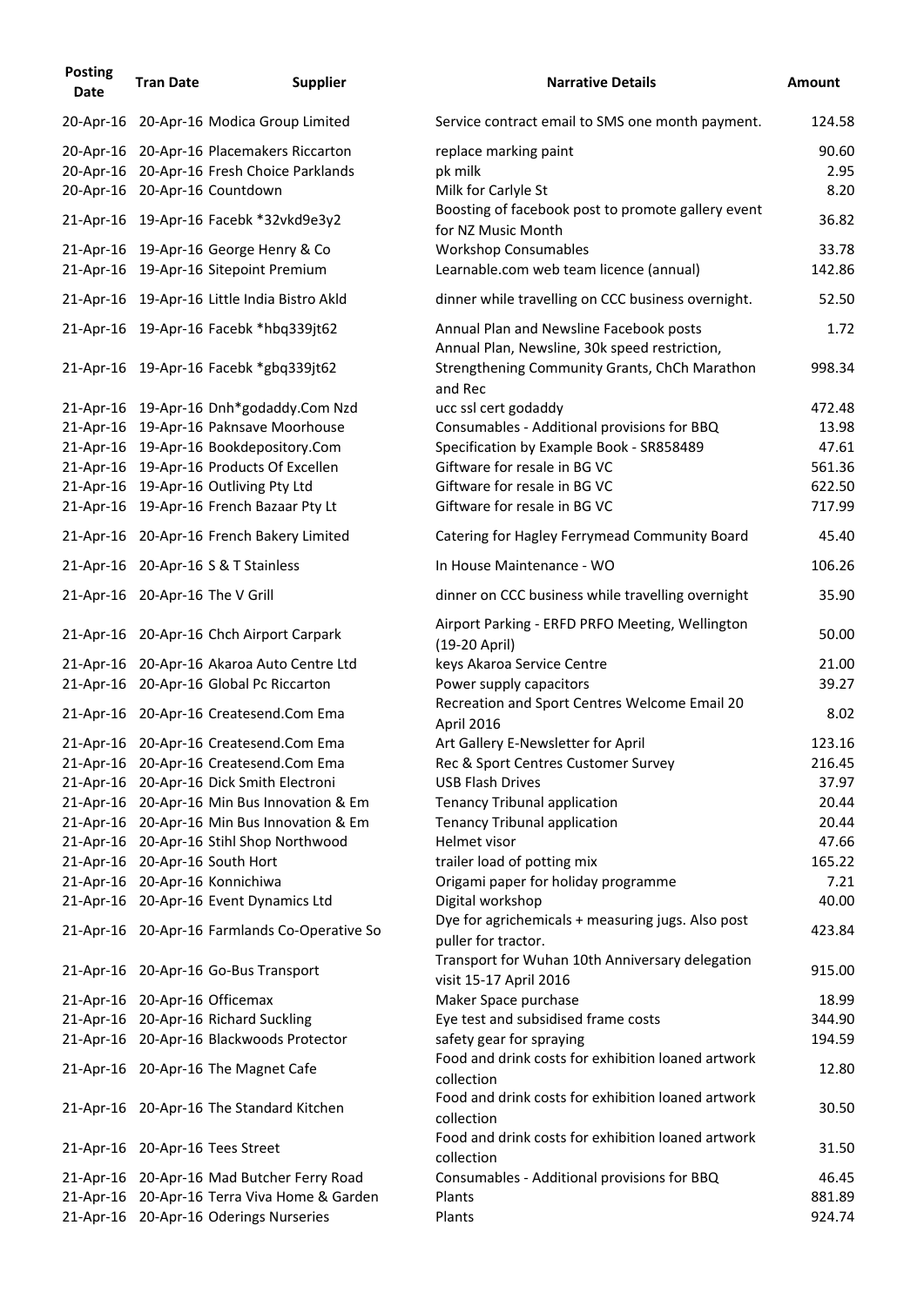| Posting Date | Tran Date | Supplier | Narrative Details | Amount |
|---|---|---|---|---|
| 20-Apr-16 | 20-Apr-16 | Modica Group Limited | Service contract email to SMS one month payment. | 124.58 |
| 20-Apr-16 | 20-Apr-16 | Placemakers Riccarton | replace marking paint | 90.60 |
| 20-Apr-16 | 20-Apr-16 | Fresh Choice Parklands | pk milk | 2.95 |
| 20-Apr-16 | 20-Apr-16 | Countdown | Milk for Carlyle St | 8.20 |
| 21-Apr-16 | 19-Apr-16 | Facebk *32vkd9e3y2 | Boosting of facebook post to promote gallery event for NZ Music Month | 36.82 |
| 21-Apr-16 | 19-Apr-16 | George Henry & Co | Workshop Consumables | 33.78 |
| 21-Apr-16 | 19-Apr-16 | Sitepoint Premium | Learnable.com web team licence (annual) | 142.86 |
| 21-Apr-16 | 19-Apr-16 | Little India Bistro Akld | dinner while travelling on CCC business overnight. | 52.50 |
| 21-Apr-16 | 19-Apr-16 | Facebk *hbq339jt62 | Annual Plan and Newsline Facebook posts | 1.72 |
| 21-Apr-16 | 19-Apr-16 | Facebk *gbq339jt62 | Annual Plan, Newsline, 30k speed restriction, Strengthening Community Grants, ChCh Marathon and Rec | 998.34 |
| 21-Apr-16 | 19-Apr-16 | Dnh*godaddy.Com Nzd | ucc ssl cert godaddy | 472.48 |
| 21-Apr-16 | 19-Apr-16 | Paknsave Moorhouse | Consumables - Additional provisions for BBQ | 13.98 |
| 21-Apr-16 | 19-Apr-16 | Bookdepository.Com | Specification by Example Book - SR858489 | 47.61 |
| 21-Apr-16 | 19-Apr-16 | Products Of Excellen | Giftware for resale in BG VC | 561.36 |
| 21-Apr-16 | 19-Apr-16 | Outliving Pty Ltd | Giftware for resale in BG VC | 622.50 |
| 21-Apr-16 | 19-Apr-16 | French Bazaar Pty Lt | Giftware for resale in BG VC | 717.99 |
| 21-Apr-16 | 20-Apr-16 | French Bakery Limited | Catering for Hagley Ferrymead Community Board | 45.40 |
| 21-Apr-16 | 20-Apr-16 | S & T Stainless | In House Maintenance - WO | 106.26 |
| 21-Apr-16 | 20-Apr-16 | The V Grill | dinner on CCC business while travelling overnight | 35.90 |
| 21-Apr-16 | 20-Apr-16 | Chch Airport Carpark | Airport Parking - ERFD PRFO Meeting, Wellington (19-20 April) | 50.00 |
| 21-Apr-16 | 20-Apr-16 | Akaroa Auto Centre Ltd | keys Akaroa Service Centre | 21.00 |
| 21-Apr-16 | 20-Apr-16 | Global Pc Riccarton | Power supply capacitors | 39.27 |
| 21-Apr-16 | 20-Apr-16 | Createsend.Com Ema | Recreation and Sport Centres Welcome Email 20 April 2016 | 8.02 |
| 21-Apr-16 | 20-Apr-16 | Createsend.Com Ema | Art Gallery E-Newsletter for April | 123.16 |
| 21-Apr-16 | 20-Apr-16 | Createsend.Com Ema | Rec & Sport Centres Customer Survey | 216.45 |
| 21-Apr-16 | 20-Apr-16 | Dick Smith Electroni | USB Flash Drives | 37.97 |
| 21-Apr-16 | 20-Apr-16 | Min Bus Innovation & Em | Tenancy Tribunal application | 20.44 |
| 21-Apr-16 | 20-Apr-16 | Min Bus Innovation & Em | Tenancy Tribunal application | 20.44 |
| 21-Apr-16 | 20-Apr-16 | Stihl Shop Northwood | Helmet visor | 47.66 |
| 21-Apr-16 | 20-Apr-16 | South Hort | trailer load of potting mix | 165.22 |
| 21-Apr-16 | 20-Apr-16 | Konnichiwa | Origami paper for holiday programme | 7.21 |
| 21-Apr-16 | 20-Apr-16 | Event Dynamics Ltd | Digital workshop | 40.00 |
| 21-Apr-16 | 20-Apr-16 | Farmlands Co-Operative So | Dye for agrichemicals + measuring jugs. Also post puller for tractor. | 423.84 |
| 21-Apr-16 | 20-Apr-16 | Go-Bus Transport | Transport for Wuhan 10th Anniversary delegation visit 15-17 April 2016 | 915.00 |
| 21-Apr-16 | 20-Apr-16 | Officemax | Maker Space purchase | 18.99 |
| 21-Apr-16 | 20-Apr-16 | Richard Suckling | Eye test and subsidised frame costs | 344.90 |
| 21-Apr-16 | 20-Apr-16 | Blackwoods Protector | safety gear for spraying | 194.59 |
| 21-Apr-16 | 20-Apr-16 | The Magnet Cafe | Food and drink costs for exhibition loaned artwork collection | 12.80 |
| 21-Apr-16 | 20-Apr-16 | The Standard Kitchen | Food and drink costs for exhibition loaned artwork collection | 30.50 |
| 21-Apr-16 | 20-Apr-16 | Tees Street | Food and drink costs for exhibition loaned artwork collection | 31.50 |
| 21-Apr-16 | 20-Apr-16 | Mad Butcher Ferry Road | Consumables - Additional provisions for BBQ | 46.45 |
| 21-Apr-16 | 20-Apr-16 | Terra Viva Home & Garden | Plants | 881.89 |
| 21-Apr-16 | 20-Apr-16 | Oderings Nurseries | Plants | 924.74 |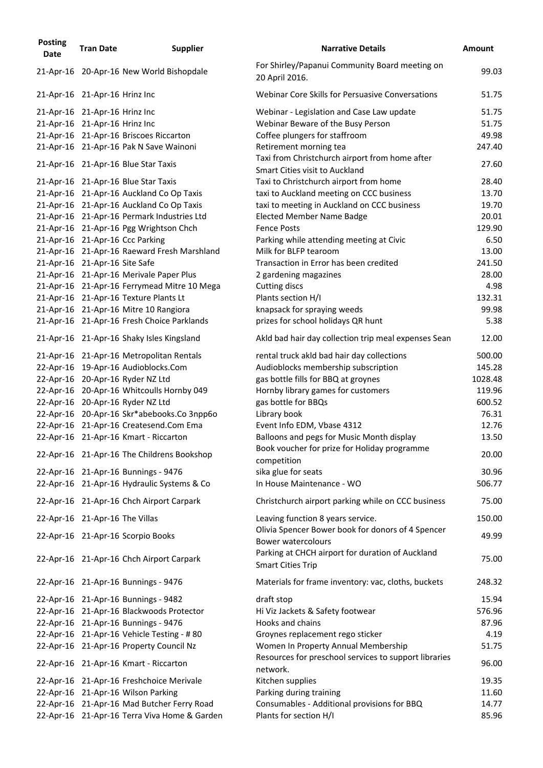| Posting Date | Tran Date | Supplier | Narrative Details | Amount |
|---|---|---|---|---|
| 21-Apr-16 | 20-Apr-16 | New World Bishopdale | For Shirley/Papanui Community Board meeting on 20 April 2016. | 99.03 |
| 21-Apr-16 | 21-Apr-16 | Hrinz Inc | Webinar Core Skills for Persuasive Conversations | 51.75 |
| 21-Apr-16 | 21-Apr-16 | Hrinz Inc | Webinar - Legislation and Case Law update | 51.75 |
| 21-Apr-16 | 21-Apr-16 | Hrinz Inc | Webinar Beware of the Busy Person | 51.75 |
| 21-Apr-16 | 21-Apr-16 | Briscoes Riccarton | Coffee plungers for staffroom | 49.98 |
| 21-Apr-16 | 21-Apr-16 | Pak N Save Wainoni | Retirement morning tea | 247.40 |
| 21-Apr-16 | 21-Apr-16 | Blue Star Taxis | Taxi from Christchurch airport from home after Smart Cities visit to Auckland | 27.60 |
| 21-Apr-16 | 21-Apr-16 | Blue Star Taxis | Taxi to Christchurch airport from home | 28.40 |
| 21-Apr-16 | 21-Apr-16 | Auckland Co Op Taxis | taxi to Auckland meeting on CCC business | 13.70 |
| 21-Apr-16 | 21-Apr-16 | Auckland Co Op Taxis | taxi to meeting in Auckland on CCC business | 19.70 |
| 21-Apr-16 | 21-Apr-16 | Permark Industries Ltd | Elected Member Name Badge | 20.01 |
| 21-Apr-16 | 21-Apr-16 | Pgg Wrightson Chch | Fence Posts | 129.90 |
| 21-Apr-16 | 21-Apr-16 | Ccc Parking | Parking while attending meeting at Civic | 6.50 |
| 21-Apr-16 | 21-Apr-16 | Raeward Fresh Marshland | Milk for BLFP tearoom | 13.00 |
| 21-Apr-16 | 21-Apr-16 | Site Safe | Transaction in Error has been credited | 241.50 |
| 21-Apr-16 | 21-Apr-16 | Merivale Paper Plus | 2 gardening magazines | 28.00 |
| 21-Apr-16 | 21-Apr-16 | Ferrymead Mitre 10 Mega | Cutting discs | 4.98 |
| 21-Apr-16 | 21-Apr-16 | Texture Plants Lt | Plants section H/I | 132.31 |
| 21-Apr-16 | 21-Apr-16 | Mitre 10 Rangiora | knapsack for spraying weeds | 99.98 |
| 21-Apr-16 | 21-Apr-16 | Fresh Choice Parklands | prizes for school holidays QR hunt | 5.38 |
| 21-Apr-16 | 21-Apr-16 | Shaky Isles Kingsland | Akld bad hair day collection trip meal expenses Sean | 12.00 |
| 21-Apr-16 | 21-Apr-16 | Metropolitan Rentals | rental truck akld bad hair day collections | 500.00 |
| 22-Apr-16 | 19-Apr-16 | Audioblocks.Com | Audioblocks membership subscription | 145.28 |
| 22-Apr-16 | 20-Apr-16 | Ryder NZ Ltd | gas bottle fills for BBQ at groynes | 1028.48 |
| 22-Apr-16 | 20-Apr-16 | Whitcoulls Hornby 049 | Hornby library games for customers | 119.96 |
| 22-Apr-16 | 20-Apr-16 | Ryder NZ Ltd | gas bottle for BBQs | 600.52 |
| 22-Apr-16 | 20-Apr-16 | Skr*abebooks.Co 3npp6o | Library book | 76.31 |
| 22-Apr-16 | 21-Apr-16 | Createsend.Com Ema | Event Info EDM, Vbase 4312 | 12.76 |
| 22-Apr-16 | 21-Apr-16 | Kmart - Riccarton | Balloons and pegs for Music Month display | 13.50 |
| 22-Apr-16 | 21-Apr-16 | The Childrens Bookshop | Book voucher for prize for Holiday programme competition | 20.00 |
| 22-Apr-16 | 21-Apr-16 | Bunnings - 9476 | sika glue for seats | 30.96 |
| 22-Apr-16 | 21-Apr-16 | Hydraulic Systems & Co | In House Maintenance - WO | 506.77 |
| 22-Apr-16 | 21-Apr-16 | Chch Airport Carpark | Christchurch airport parking while on CCC business | 75.00 |
| 22-Apr-16 | 21-Apr-16 | The Villas | Leaving function 8 years service. | 150.00 |
| 22-Apr-16 | 21-Apr-16 | Scorpio Books | Olivia Spencer Bower book for donors of 4 Spencer Bower watercolours | 49.99 |
| 22-Apr-16 | 21-Apr-16 | Chch Airport Carpark | Parking at CHCH airport for duration of Auckland Smart Cities Trip | 75.00 |
| 22-Apr-16 | 21-Apr-16 | Bunnings - 9476 | Materials for frame inventory: vac, cloths, buckets | 248.32 |
| 22-Apr-16 | 21-Apr-16 | Bunnings - 9482 | draft stop | 15.94 |
| 22-Apr-16 | 21-Apr-16 | Blackwoods Protector | Hi Viz Jackets & Safety footwear | 576.96 |
| 22-Apr-16 | 21-Apr-16 | Bunnings - 9476 | Hooks and chains | 87.96 |
| 22-Apr-16 | 21-Apr-16 | Vehicle Testing - # 80 | Groynes replacement rego sticker | 4.19 |
| 22-Apr-16 | 21-Apr-16 | Property Council Nz | Women In Property Annual Membership | 51.75 |
| 22-Apr-16 | 21-Apr-16 | Kmart - Riccarton | Resources for preschool services to support libraries network. | 96.00 |
| 22-Apr-16 | 21-Apr-16 | Freshchoice Merivale | Kitchen supplies | 19.35 |
| 22-Apr-16 | 21-Apr-16 | Wilson Parking | Parking during training | 11.60 |
| 22-Apr-16 | 21-Apr-16 | Mad Butcher Ferry Road | Consumables - Additional provisions for BBQ | 14.77 |
| 22-Apr-16 | 21-Apr-16 | Terra Viva Home & Garden | Plants for section H/I | 85.96 |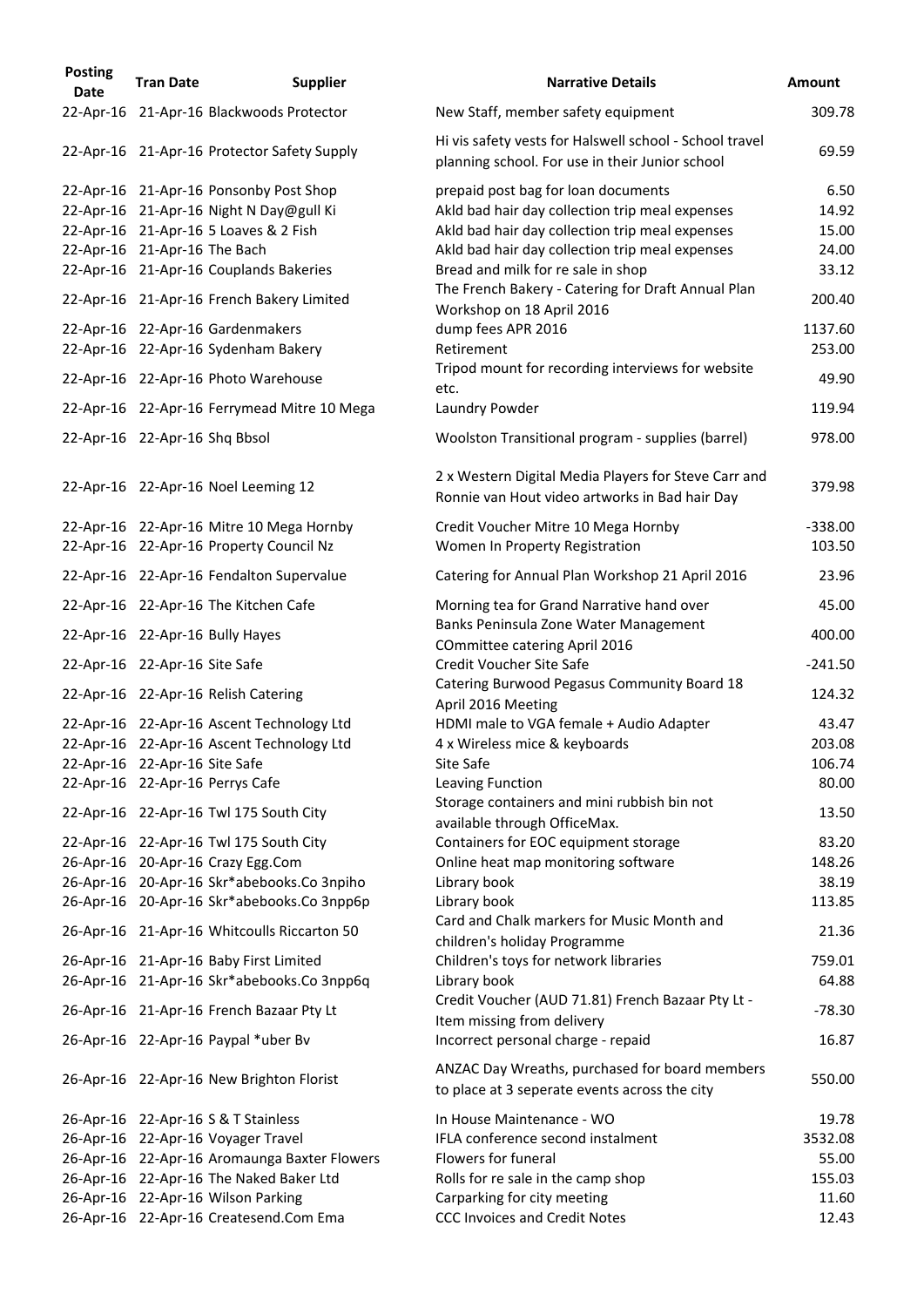| Posting Date | Tran Date | Supplier | Narrative Details | Amount |
|---|---|---|---|---|
| 22-Apr-16 | 21-Apr-16 | Blackwoods Protector | New Staff, member safety equipment | 309.78 |
| 22-Apr-16 | 21-Apr-16 | Protector Safety Supply | Hi vis safety vests for Halswell school - School travel planning school. For use in their Junior school | 69.59 |
| 22-Apr-16 | 21-Apr-16 | Ponsonby Post Shop | prepaid post bag for loan documents | 6.50 |
| 22-Apr-16 | 21-Apr-16 | Night N Day@gull Ki | Akld bad hair day collection trip meal expenses | 14.92 |
| 22-Apr-16 | 21-Apr-16 | 5 Loaves & 2 Fish | Akld bad hair day collection trip meal expenses | 15.00 |
| 22-Apr-16 | 21-Apr-16 | The Bach | Akld bad hair day collection trip meal expenses | 24.00 |
| 22-Apr-16 | 21-Apr-16 | Couplands Bakeries | Bread and milk for re sale in shop | 33.12 |
| 22-Apr-16 | 21-Apr-16 | French Bakery Limited | The French Bakery - Catering for Draft Annual Plan Workshop on 18 April 2016 | 200.40 |
| 22-Apr-16 | 22-Apr-16 | Gardenmakers | dump fees APR 2016 | 1137.60 |
| 22-Apr-16 | 22-Apr-16 | Sydenham Bakery | Retirement | 253.00 |
| 22-Apr-16 | 22-Apr-16 | Photo Warehouse | Tripod mount for recording interviews for website etc. | 49.90 |
| 22-Apr-16 | 22-Apr-16 | Ferrymead Mitre 10 Mega | Laundry Powder | 119.94 |
| 22-Apr-16 | 22-Apr-16 | Shq Bbsol | Woolston Transitional program - supplies (barrel) | 978.00 |
| 22-Apr-16 | 22-Apr-16 | Noel Leeming 12 | 2 x Western Digital Media Players for Steve Carr and Ronnie van Hout video artworks in Bad hair Day | 379.98 |
| 22-Apr-16 | 22-Apr-16 | Mitre 10 Mega Hornby | Credit Voucher Mitre 10 Mega Hornby | -338.00 |
| 22-Apr-16 | 22-Apr-16 | Property Council Nz | Women In Property Registration | 103.50 |
| 22-Apr-16 | 22-Apr-16 | Fendalton Supervalue | Catering for Annual Plan Workshop 21 April 2016 | 23.96 |
| 22-Apr-16 | 22-Apr-16 | The Kitchen Cafe | Morning tea for Grand Narrative hand over | 45.00 |
| 22-Apr-16 | 22-Apr-16 | Bully Hayes | Banks Peninsula Zone Water Management COmmittee catering April 2016 | 400.00 |
| 22-Apr-16 | 22-Apr-16 | Site Safe | Credit Voucher Site Safe | -241.50 |
| 22-Apr-16 | 22-Apr-16 | Relish Catering | Catering Burwood Pegasus Community Board 18 April 2016 Meeting | 124.32 |
| 22-Apr-16 | 22-Apr-16 | Ascent Technology Ltd | HDMI male to VGA female + Audio Adapter | 43.47 |
| 22-Apr-16 | 22-Apr-16 | Ascent Technology Ltd | 4 x Wireless mice & keyboards | 203.08 |
| 22-Apr-16 | 22-Apr-16 | Site Safe | Site Safe | 106.74 |
| 22-Apr-16 | 22-Apr-16 | Perrys Cafe | Leaving Function | 80.00 |
| 22-Apr-16 | 22-Apr-16 | Twl 175 South City | Storage containers and mini rubbish bin not available through OfficeMax. | 13.50 |
| 22-Apr-16 | 22-Apr-16 | Twl 175 South City | Containers for EOC equipment storage | 83.20 |
| 26-Apr-16 | 20-Apr-16 | Crazy Egg.Com | Online heat map monitoring software | 148.26 |
| 26-Apr-16 | 20-Apr-16 | Skr*abebooks.Co 3npiho | Library book | 38.19 |
| 26-Apr-16 | 20-Apr-16 | Skr*abebooks.Co 3npp6p | Library book | 113.85 |
| 26-Apr-16 | 21-Apr-16 | Whitcoulls Riccarton 50 | Card and Chalk markers for Music Month and children's holiday Programme | 21.36 |
| 26-Apr-16 | 21-Apr-16 | Baby First Limited | Children's toys for network libraries | 759.01 |
| 26-Apr-16 | 21-Apr-16 | Skr*abebooks.Co 3npp6q | Library book | 64.88 |
| 26-Apr-16 | 21-Apr-16 | French Bazaar Pty Lt | Credit Voucher (AUD 71.81) French Bazaar Pty Lt - Item missing from delivery | -78.30 |
| 26-Apr-16 | 22-Apr-16 | Paypal *uber Bv | Incorrect personal charge - repaid | 16.87 |
| 26-Apr-16 | 22-Apr-16 | New Brighton Florist | ANZAC Day Wreaths, purchased for board members to place at 3 seperate events across the city | 550.00 |
| 26-Apr-16 | 22-Apr-16 | S & T Stainless | In House Maintenance - WO | 19.78 |
| 26-Apr-16 | 22-Apr-16 | Voyager Travel | IFLA conference second instalment | 3532.08 |
| 26-Apr-16 | 22-Apr-16 | Aromaunga Baxter Flowers | Flowers for funeral | 55.00 |
| 26-Apr-16 | 22-Apr-16 | The Naked Baker Ltd | Rolls for re sale in the camp shop | 155.03 |
| 26-Apr-16 | 22-Apr-16 | Wilson Parking | Carparking for city meeting | 11.60 |
| 26-Apr-16 | 22-Apr-16 | Createsend.Com Ema | CCC Invoices and Credit Notes | 12.43 |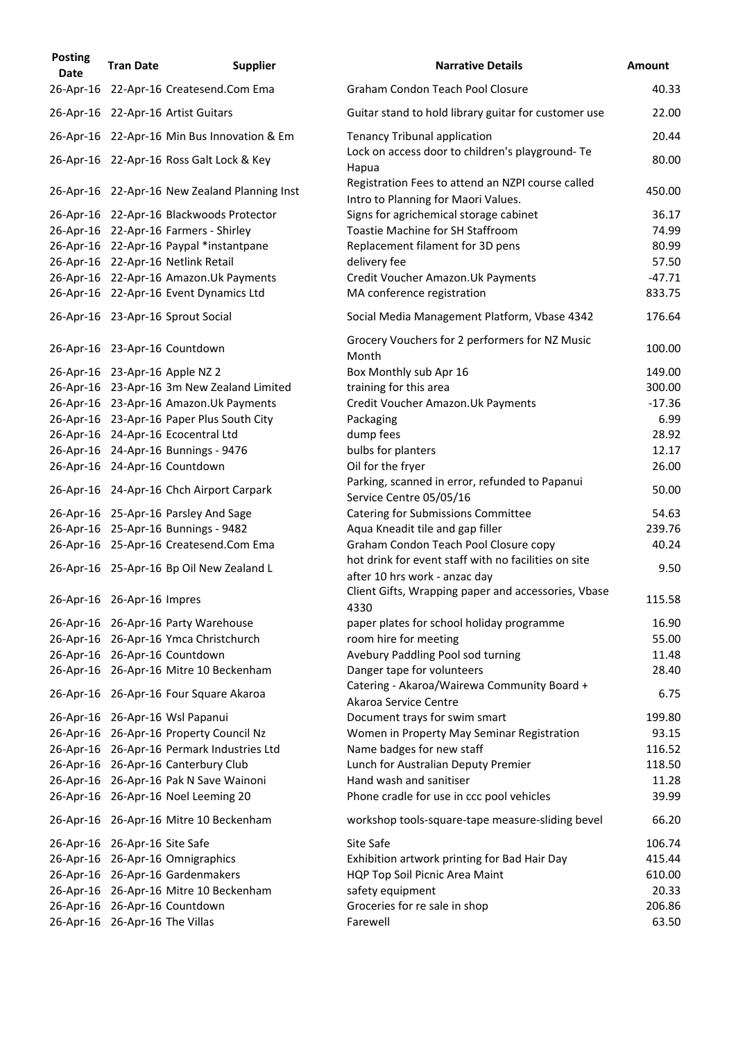| Posting Date | Tran Date | Supplier | Narrative Details | Amount |
|---|---|---|---|---|
| 26-Apr-16 | 22-Apr-16 | Createsend.Com Ema | Graham Condon Teach Pool Closure | 40.33 |
| 26-Apr-16 | 22-Apr-16 | Artist Guitars | Guitar stand to hold library guitar for customer use | 22.00 |
| 26-Apr-16 | 22-Apr-16 | Min Bus Innovation & Em | Tenancy Tribunal application | 20.44 |
| 26-Apr-16 | 22-Apr-16 | Ross Galt Lock & Key | Lock on access door to children's playground- Te Hapua | 80.00 |
| 26-Apr-16 | 22-Apr-16 | New Zealand Planning Inst | Registration Fees to attend an NZPI course called Intro to Planning for Maori Values. | 450.00 |
| 26-Apr-16 | 22-Apr-16 | Blackwoods Protector | Signs for agrichemical storage cabinet | 36.17 |
| 26-Apr-16 | 22-Apr-16 | Farmers - Shirley | Toastie Machine for SH Staffroom | 74.99 |
| 26-Apr-16 | 22-Apr-16 | Paypal *instantpane | Replacement filament for 3D pens | 80.99 |
| 26-Apr-16 | 22-Apr-16 | Netlink Retail | delivery fee | 57.50 |
| 26-Apr-16 | 22-Apr-16 | Amazon.Uk Payments | Credit Voucher Amazon.Uk Payments | -47.71 |
| 26-Apr-16 | 22-Apr-16 | Event Dynamics Ltd | MA conference registration | 833.75 |
| 26-Apr-16 | 23-Apr-16 | Sprout Social | Social Media Management Platform, Vbase 4342 | 176.64 |
| 26-Apr-16 | 23-Apr-16 | Countdown | Grocery Vouchers for 2 performers for NZ Music Month | 100.00 |
| 26-Apr-16 | 23-Apr-16 | Apple NZ 2 | Box Monthly sub Apr 16 | 149.00 |
| 26-Apr-16 | 23-Apr-16 | 3m New Zealand Limited | training for this area | 300.00 |
| 26-Apr-16 | 23-Apr-16 | Amazon.Uk Payments | Credit Voucher Amazon.Uk Payments | -17.36 |
| 26-Apr-16 | 23-Apr-16 | Paper Plus South City | Packaging | 6.99 |
| 26-Apr-16 | 24-Apr-16 | Ecocentral Ltd | dump fees | 28.92 |
| 26-Apr-16 | 24-Apr-16 | Bunnings - 9476 | bulbs for planters | 12.17 |
| 26-Apr-16 | 24-Apr-16 | Countdown | Oil for the fryer | 26.00 |
| 26-Apr-16 | 24-Apr-16 | Chch Airport Carpark | Parking, scanned in error, refunded to Papanui Service Centre 05/05/16 | 50.00 |
| 26-Apr-16 | 25-Apr-16 | Parsley And Sage | Catering for Submissions Committee | 54.63 |
| 26-Apr-16 | 25-Apr-16 | Bunnings - 9482 | Aqua Kneadit tile and gap filler | 239.76 |
| 26-Apr-16 | 25-Apr-16 | Createsend.Com Ema | Graham Condon Teach Pool Closure copy | 40.24 |
| 26-Apr-16 | 25-Apr-16 | Bp Oil New Zealand L | hot drink for event staff with no facilities on site after 10 hrs work - anzac day | 9.50 |
| 26-Apr-16 | 26-Apr-16 | Impres | Client Gifts, Wrapping paper and accessories, Vbase 4330 | 115.58 |
| 26-Apr-16 | 26-Apr-16 | Party Warehouse | paper plates for school holiday programme | 16.90 |
| 26-Apr-16 | 26-Apr-16 | Ymca Christchurch | room hire for meeting | 55.00 |
| 26-Apr-16 | 26-Apr-16 | Countdown | Avebury Paddling Pool sod turning | 11.48 |
| 26-Apr-16 | 26-Apr-16 | Mitre 10 Beckenham | Danger tape for volunteers | 28.40 |
| 26-Apr-16 | 26-Apr-16 | Four Square Akaroa | Catering - Akaroa/Wairewa Community Board + Akaroa Service Centre | 6.75 |
| 26-Apr-16 | 26-Apr-16 | Wsl Papanui | Document trays for swim smart | 199.80 |
| 26-Apr-16 | 26-Apr-16 | Property Council Nz | Women in Property May Seminar Registration | 93.15 |
| 26-Apr-16 | 26-Apr-16 | Permark Industries Ltd | Name badges for new staff | 116.52 |
| 26-Apr-16 | 26-Apr-16 | Canterbury Club | Lunch for Australian Deputy Premier | 118.50 |
| 26-Apr-16 | 26-Apr-16 | Pak N Save Wainoni | Hand wash and sanitiser | 11.28 |
| 26-Apr-16 | 26-Apr-16 | Noel Leeming 20 | Phone cradle for use in ccc pool vehicles | 39.99 |
| 26-Apr-16 | 26-Apr-16 | Mitre 10 Beckenham | workshop tools-square-tape measure-sliding bevel | 66.20 |
| 26-Apr-16 | 26-Apr-16 | Site Safe | Site Safe | 106.74 |
| 26-Apr-16 | 26-Apr-16 | Omnigraphics | Exhibition artwork printing for Bad Hair Day | 415.44 |
| 26-Apr-16 | 26-Apr-16 | Gardenmakers | HQP Top Soil Picnic Area Maint | 610.00 |
| 26-Apr-16 | 26-Apr-16 | Mitre 10 Beckenham | safety equipment | 20.33 |
| 26-Apr-16 | 26-Apr-16 | Countdown | Groceries for re sale in shop | 206.86 |
| 26-Apr-16 | 26-Apr-16 | The Villas | Farewell | 63.50 |